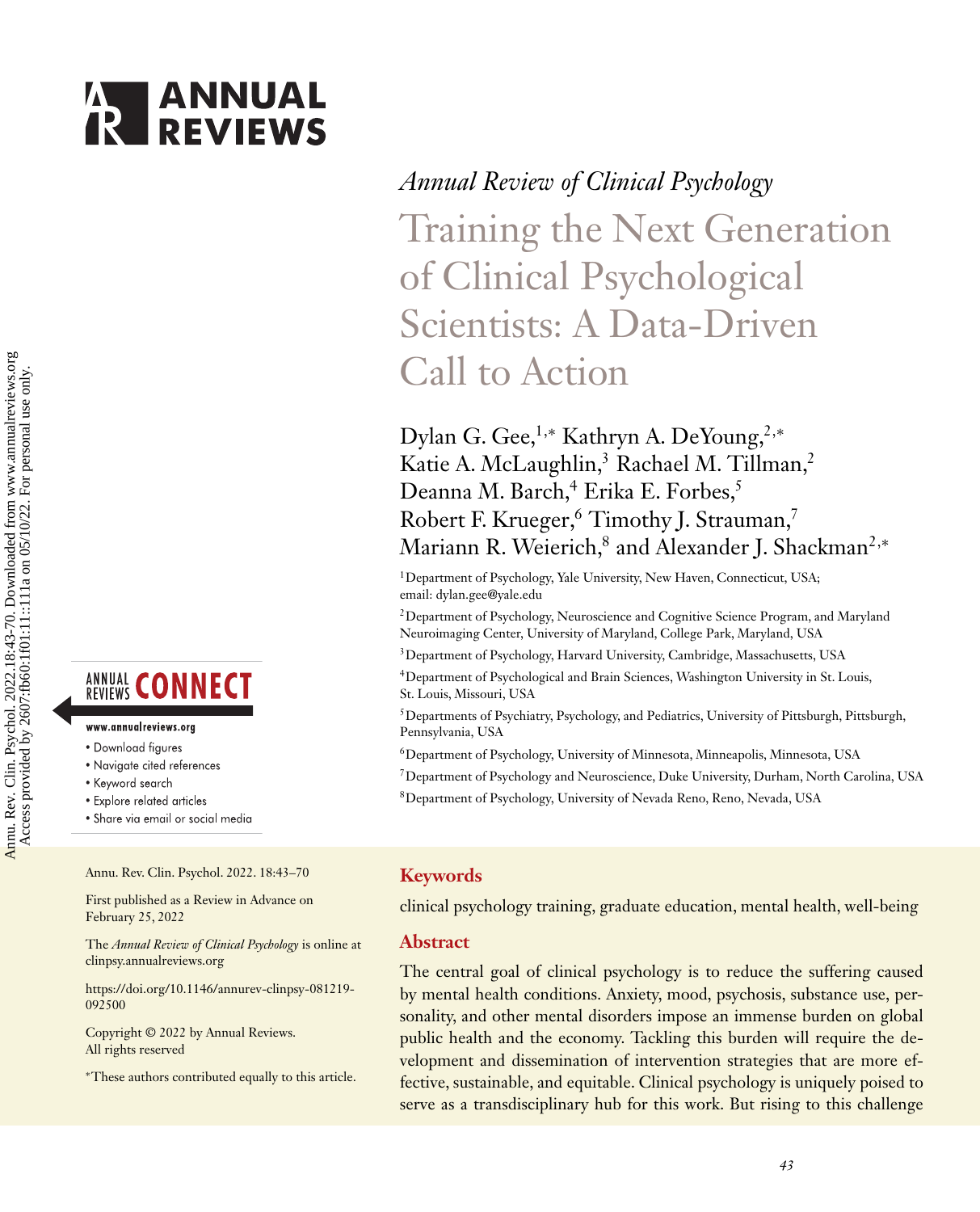*Annual Review of Clinical Psychology*

# Training the Next Generation of Clinical Psychological Scientists: A Data-Driven Call to Action

Dylan G. Gee,[1,*] Kathryn A. DeYoung,[2,*] Katie A. McLaughlin,[3] Rachael M. Tillman,[2] Deanna M. Barch,[4] Erika E. Forbes,[5] Robert F. Krueger,[6] Timothy J. Strauman,[7] Mariann R. Weierich,[8] and Alexander J. Shackman[2,*]

[1]Department of Psychology, Yale University, New Haven, Connecticut, USA; email: dylan.gee@yale.edu

[2]Department of Psychology, Neuroscience and Cognitive Science Program, and Maryland Neuroimaging Center, University of Maryland, College Park, Maryland, USA

[3]Department of Psychology, Harvard University, Cambridge, Massachusetts, USA

[4]Department of Psychological and Brain Sciences, Washington University in St. Louis, St. Louis, Missouri, USA

[5]Departments of Psychiatry, Psychology, and Pediatrics, University of Pittsburgh, Pittsburgh, Pennsylvania, USA

[6]Department of Psychology, University of Minnesota, Minneapolis, Minnesota, USA

[7]Department of Psychology and Neuroscience, Duke University, Durham, North Carolina, USA

[8]Department of Psychology, University of Nevada Reno, Reno, Nevada, USA

Annu. Rev. Clin. Psychol. 2022. 18:43–70

First published as a Review in Advance on February 25, 2022

The *Annual Review of Clinical Psychology* is online at clinpsy.annualreviews.org

https://doi.org/10.1146/annurev-clinpsy-081219-092500

Copyright © 2022 by Annual Reviews. All rights reserved

*These authors contributed equally to this article.

## Keywords

clinical psychology training, graduate education, mental health, well-being

## Abstract

The central goal of clinical psychology is to reduce the suffering caused by mental health conditions. Anxiety, mood, psychosis, substance use, personality, and other mental disorders impose an immense burden on global public health and the economy. Tackling this burden will require the development and dissemination of intervention strategies that are more effective, sustainable, and equitable. Clinical psychology is uniquely poised to serve as a transdisciplinary hub for this work. But rising to this challenge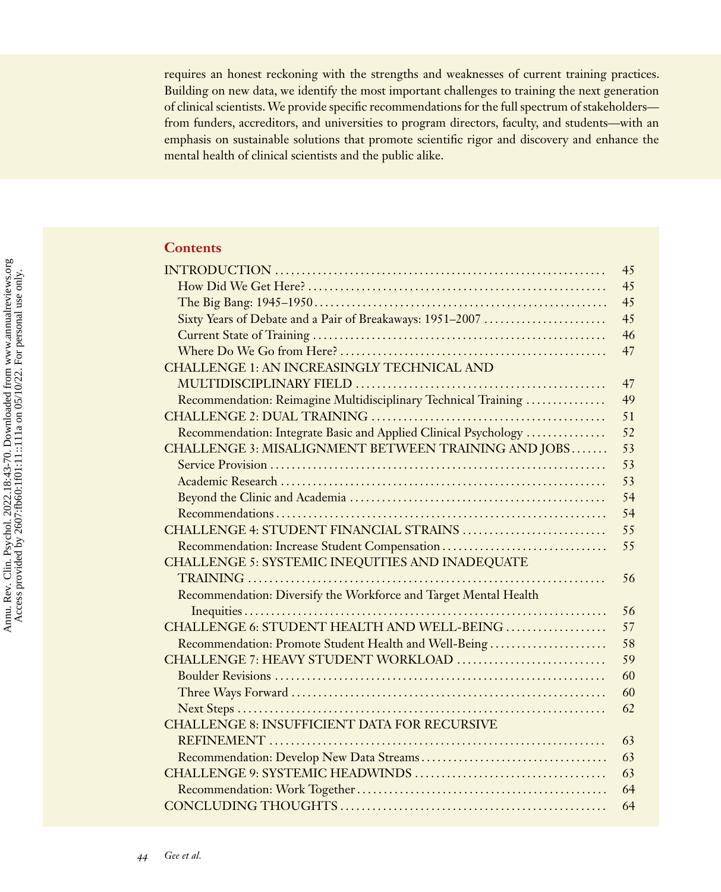requires an honest reckoning with the strengths and weaknesses of current training practices. Building on new data, we identify the most important challenges to training the next generation of clinical scientists. We provide specific recommendations for the full spectrum of stakeholders—from funders, accreditors, and universities to program directors, faculty, and students—with an emphasis on sustainable solutions that promote scientific rigor and discovery and enhance the mental health of clinical scientists and the public alike.

## Contents

| | |
|---|---|
| INTRODUCTION | 45 |
| How Did We Get Here? | 45 |
| The Big Bang: 1945–1950 | 45 |
| Sixty Years of Debate and a Pair of Breakaways: 1951–2007 | 45 |
| Current State of Training | 46 |
| Where Do We Go from Here? | 47 |
| CHALLENGE 1: AN INCREASINGLY TECHNICAL AND MULTIDISCIPLINARY FIELD | 47 |
| Recommendation: Reimagine Multidisciplinary Technical Training | 49 |
| CHALLENGE 2: DUAL TRAINING | 51 |
| Recommendation: Integrate Basic and Applied Clinical Psychology | 52 |
| CHALLENGE 3: MISALIGNMENT BETWEEN TRAINING AND JOBS | 53 |
| Service Provision | 53 |
| Academic Research | 53 |
| Beyond the Clinic and Academia | 54 |
| Recommendations | 54 |
| CHALLENGE 4: STUDENT FINANCIAL STRAINS | 55 |
| Recommendation: Increase Student Compensation | 55 |
| CHALLENGE 5: SYSTEMIC INEQUITIES AND INADEQUATE TRAINING | 56 |
| Recommendation: Diversify the Workforce and Target Mental Health Inequities | 56 |
| CHALLENGE 6: STUDENT HEALTH AND WELL-BEING | 57 |
| Recommendation: Promote Student Health and Well-Being | 58 |
| CHALLENGE 7: HEAVY STUDENT WORKLOAD | 59 |
| Boulder Revisions | 60 |
| Three Ways Forward | 60 |
| Next Steps | 62 |
| CHALLENGE 8: INSUFFICIENT DATA FOR RECURSIVE REFINEMENT | 63 |
| Recommendation: Develop New Data Streams | 63 |
| CHALLENGE 9: SYSTEMIC HEADWINDS | 63 |
| Recommendation: Work Together | 64 |
| CONCLUDING THOUGHTS | 64 |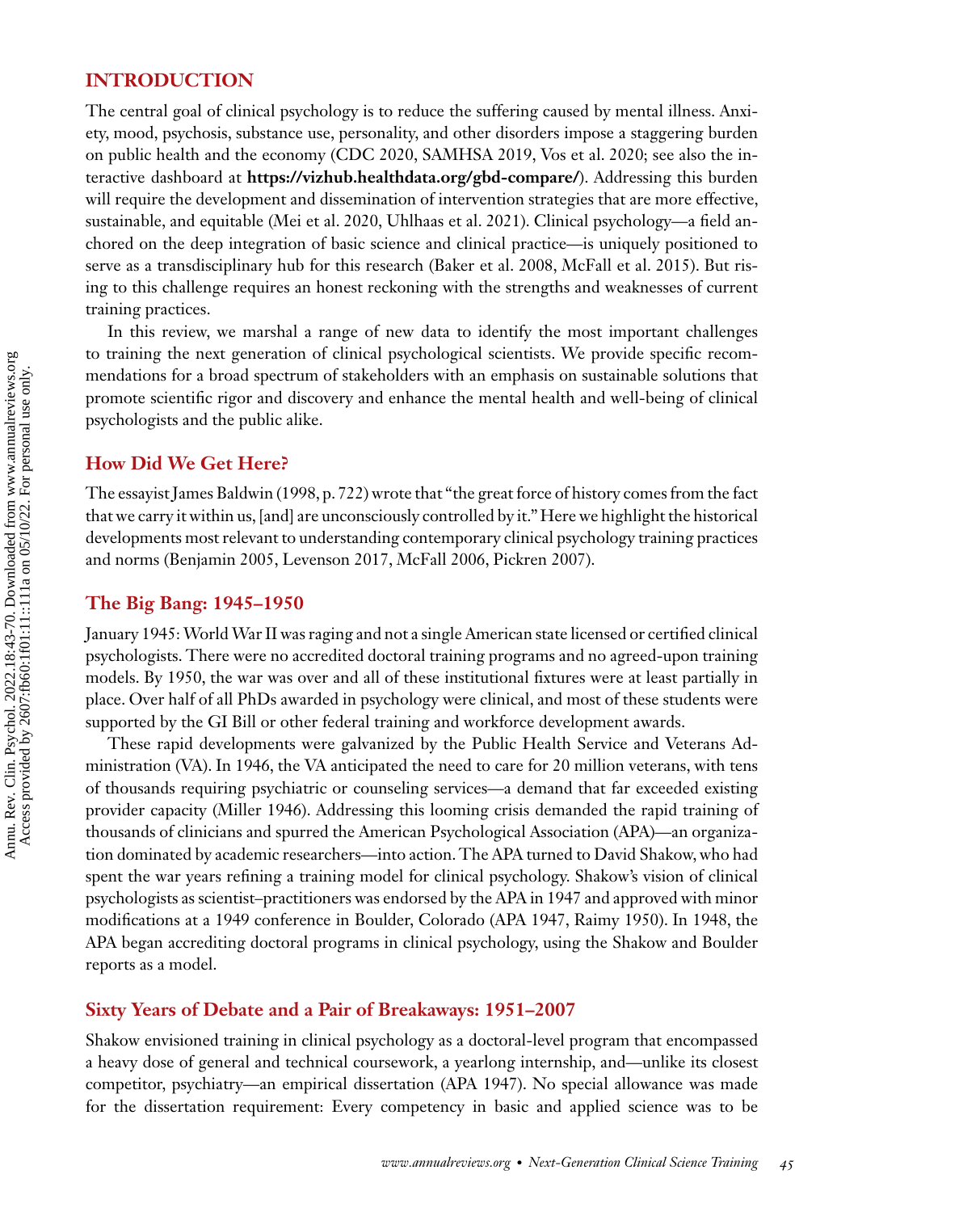## INTRODUCTION

The central goal of clinical psychology is to reduce the suffering caused by mental illness. Anxiety, mood, psychosis, substance use, personality, and other disorders impose a staggering burden on public health and the economy (CDC 2020, SAMHSA 2019, Vos et al. 2020; see also the interactive dashboard at **https://vizhub.healthdata.org/gbd-compare/**). Addressing this burden will require the development and dissemination of intervention strategies that are more effective, sustainable, and equitable (Mei et al. 2020, Uhlhaas et al. 2021). Clinical psychology—a field anchored on the deep integration of basic science and clinical practice—is uniquely positioned to serve as a transdisciplinary hub for this research (Baker et al. 2008, McFall et al. 2015). But rising to this challenge requires an honest reckoning with the strengths and weaknesses of current training practices.

In this review, we marshal a range of new data to identify the most important challenges to training the next generation of clinical psychological scientists. We provide specific recommendations for a broad spectrum of stakeholders with an emphasis on sustainable solutions that promote scientific rigor and discovery and enhance the mental health and well-being of clinical psychologists and the public alike.

### How Did We Get Here?

The essayist James Baldwin (1998, p. 722) wrote that "the great force of history comes from the fact that we carry it within us, [and] are unconsciously controlled by it." Here we highlight the historical developments most relevant to understanding contemporary clinical psychology training practices and norms (Benjamin 2005, Levenson 2017, McFall 2006, Pickren 2007).

### The Big Bang: 1945–1950

January 1945: World War II was raging and not a single American state licensed or certified clinical psychologists. There were no accredited doctoral training programs and no agreed-upon training models. By 1950, the war was over and all of these institutional fixtures were at least partially in place. Over half of all PhDs awarded in psychology were clinical, and most of these students were supported by the GI Bill or other federal training and workforce development awards.

These rapid developments were galvanized by the Public Health Service and Veterans Administration (VA). In 1946, the VA anticipated the need to care for 20 million veterans, with tens of thousands requiring psychiatric or counseling services—a demand that far exceeded existing provider capacity (Miller 1946). Addressing this looming crisis demanded the rapid training of thousands of clinicians and spurred the American Psychological Association (APA)—an organization dominated by academic researchers—into action. The APA turned to David Shakow, who had spent the war years refining a training model for clinical psychology. Shakow's vision of clinical psychologists as scientist–practitioners was endorsed by the APA in 1947 and approved with minor modifications at a 1949 conference in Boulder, Colorado (APA 1947, Raimy 1950). In 1948, the APA began accrediting doctoral programs in clinical psychology, using the Shakow and Boulder reports as a model.

### Sixty Years of Debate and a Pair of Breakaways: 1951–2007

Shakow envisioned training in clinical psychology as a doctoral-level program that encompassed a heavy dose of general and technical coursework, a yearlong internship, and—unlike its closest competitor, psychiatry—an empirical dissertation (APA 1947). No special allowance was made for the dissertation requirement: Every competency in basic and applied science was to be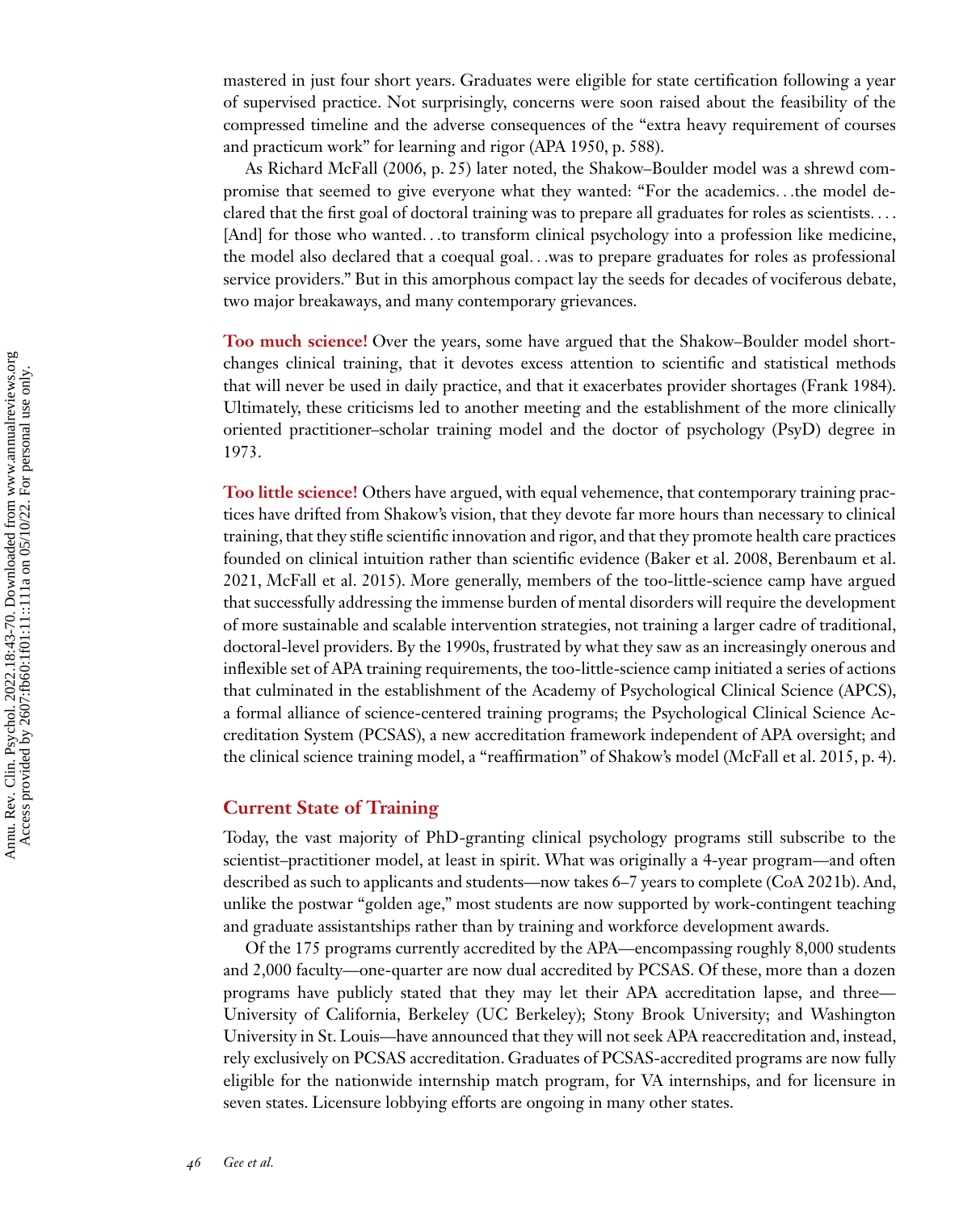mastered in just four short years. Graduates were eligible for state certification following a year of supervised practice. Not surprisingly, concerns were soon raised about the feasibility of the compressed timeline and the adverse consequences of the "extra heavy requirement of courses and practicum work" for learning and rigor (APA 1950, p. 588).

As Richard McFall (2006, p. 25) later noted, the Shakow–Boulder model was a shrewd compromise that seemed to give everyone what they wanted: "For the academics. . .the model declared that the first goal of doctoral training was to prepare all graduates for roles as scientists. . . . [And] for those who wanted. . .to transform clinical psychology into a profession like medicine, the model also declared that a coequal goal. . .was to prepare graduates for roles as professional service providers." But in this amorphous compact lay the seeds for decades of vociferous debate, two major breakaways, and many contemporary grievances.

**Too much science!** Over the years, some have argued that the Shakow–Boulder model shortchanges clinical training, that it devotes excess attention to scientific and statistical methods that will never be used in daily practice, and that it exacerbates provider shortages (Frank 1984). Ultimately, these criticisms led to another meeting and the establishment of the more clinically oriented practitioner–scholar training model and the doctor of psychology (PsyD) degree in 1973.

**Too little science!** Others have argued, with equal vehemence, that contemporary training practices have drifted from Shakow's vision, that they devote far more hours than necessary to clinical training, that they stifle scientific innovation and rigor, and that they promote health care practices founded on clinical intuition rather than scientific evidence (Baker et al. 2008, Berenbaum et al. 2021, McFall et al. 2015). More generally, members of the too-little-science camp have argued that successfully addressing the immense burden of mental disorders will require the development of more sustainable and scalable intervention strategies, not training a larger cadre of traditional, doctoral-level providers. By the 1990s, frustrated by what they saw as an increasingly onerous and inflexible set of APA training requirements, the too-little-science camp initiated a series of actions that culminated in the establishment of the Academy of Psychological Clinical Science (APCS), a formal alliance of science-centered training programs; the Psychological Clinical Science Accreditation System (PCSAS), a new accreditation framework independent of APA oversight; and the clinical science training model, a "reaffirmation" of Shakow's model (McFall et al. 2015, p. 4).

## Current State of Training

Today, the vast majority of PhD-granting clinical psychology programs still subscribe to the scientist–practitioner model, at least in spirit. What was originally a 4-year program—and often described as such to applicants and students—now takes 6–7 years to complete (CoA 2021b). And, unlike the postwar "golden age," most students are now supported by work-contingent teaching and graduate assistantships rather than by training and workforce development awards.

Of the 175 programs currently accredited by the APA—encompassing roughly 8,000 students and 2,000 faculty—one-quarter are now dual accredited by PCSAS. Of these, more than a dozen programs have publicly stated that they may let their APA accreditation lapse, and three—University of California, Berkeley (UC Berkeley); Stony Brook University; and Washington University in St. Louis—have announced that they will not seek APA reaccreditation and, instead, rely exclusively on PCSAS accreditation. Graduates of PCSAS-accredited programs are now fully eligible for the nationwide internship match program, for VA internships, and for licensure in seven states. Licensure lobbying efforts are ongoing in many other states.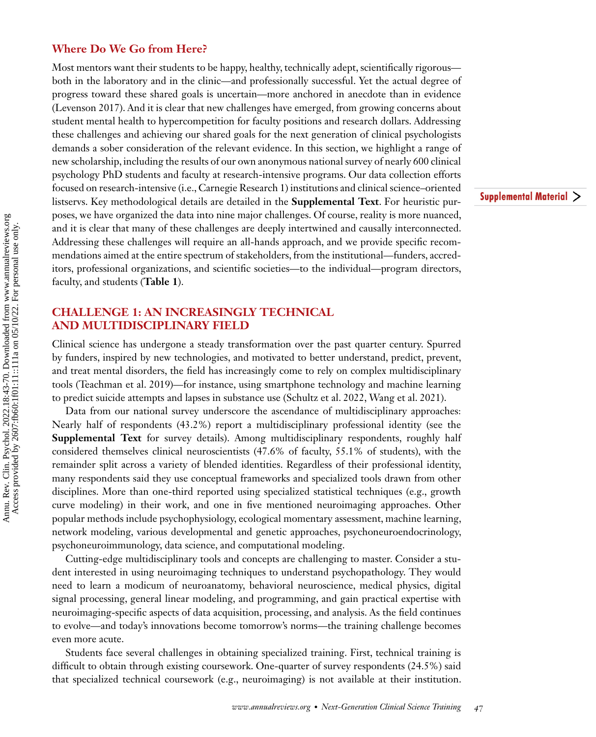## Where Do We Go from Here?

Most mentors want their students to be happy, healthy, technically adept, scientifically rigorous—both in the laboratory and in the clinic—and professionally successful. Yet the actual degree of progress toward these shared goals is uncertain—more anchored in anecdote than in evidence (Levenson 2017). And it is clear that new challenges have emerged, from growing concerns about student mental health to hypercompetition for faculty positions and research dollars. Addressing these challenges and achieving our shared goals for the next generation of clinical psychologists demands a sober consideration of the relevant evidence. In this section, we highlight a range of new scholarship, including the results of our own anonymous national survey of nearly 600 clinical psychology PhD students and faculty at research-intensive programs. Our data collection efforts focused on research-intensive (i.e., Carnegie Research 1) institutions and clinical science–oriented listservs. Key methodological details are detailed in the **Supplemental Text**. For heuristic purposes, we have organized the data into nine major challenges. Of course, reality is more nuanced, and it is clear that many of these challenges are deeply intertwined and causally interconnected. Addressing these challenges will require an all-hands approach, and we provide specific recommendations aimed at the entire spectrum of stakeholders, from the institutional—funders, accreditors, professional organizations, and scientific societies—to the individual—program directors, faculty, and students (**Table 1**).

Supplemental Material >

## CHALLENGE 1: AN INCREASINGLY TECHNICAL AND MULTIDISCIPLINARY FIELD

Clinical science has undergone a steady transformation over the past quarter century. Spurred by funders, inspired by new technologies, and motivated to better understand, predict, prevent, and treat mental disorders, the field has increasingly come to rely on complex multidisciplinary tools (Teachman et al. 2019)—for instance, using smartphone technology and machine learning to predict suicide attempts and lapses in substance use (Schultz et al. 2022, Wang et al. 2021).

Data from our national survey underscore the ascendance of multidisciplinary approaches: Nearly half of respondents (43.2%) report a multidisciplinary professional identity (see the **Supplemental Text** for survey details). Among multidisciplinary respondents, roughly half considered themselves clinical neuroscientists (47.6% of faculty, 55.1% of students), with the remainder split across a variety of blended identities. Regardless of their professional identity, many respondents said they use conceptual frameworks and specialized tools drawn from other disciplines. More than one-third reported using specialized statistical techniques (e.g., growth curve modeling) in their work, and one in five mentioned neuroimaging approaches. Other popular methods include psychophysiology, ecological momentary assessment, machine learning, network modeling, various developmental and genetic approaches, psychoneuroendocrinology, psychoneuroimmunology, data science, and computational modeling.

Cutting-edge multidisciplinary tools and concepts are challenging to master. Consider a student interested in using neuroimaging techniques to understand psychopathology. They would need to learn a modicum of neuroanatomy, behavioral neuroscience, medical physics, digital signal processing, general linear modeling, and programming, and gain practical expertise with neuroimaging-specific aspects of data acquisition, processing, and analysis. As the field continues to evolve—and today's innovations become tomorrow's norms—the training challenge becomes even more acute.

Students face several challenges in obtaining specialized training. First, technical training is difficult to obtain through existing coursework. One-quarter of survey respondents (24.5%) said that specialized technical coursework (e.g., neuroimaging) is not available at their institution.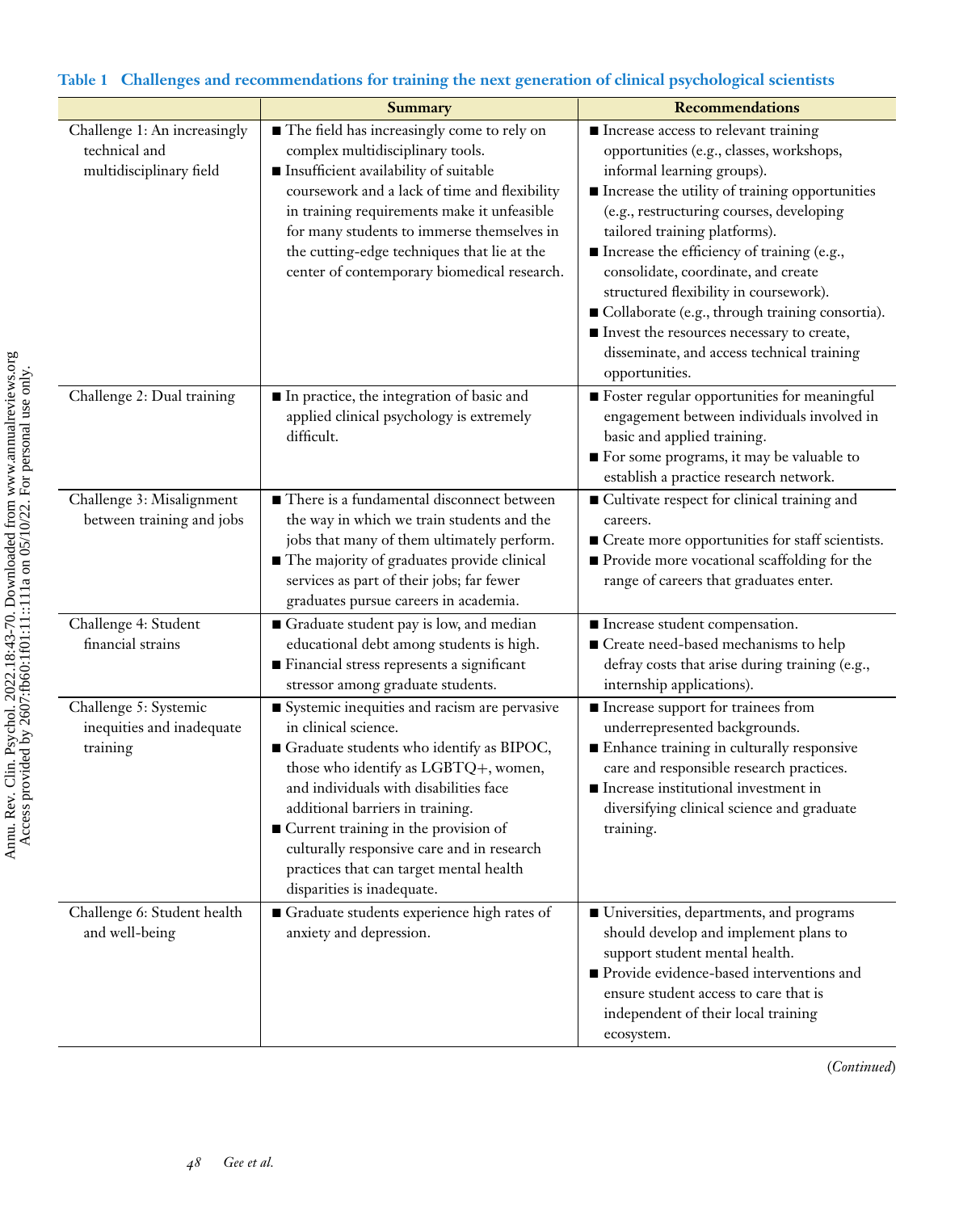**Table 1 Challenges and recommendations for training the next generation of clinical psychological scientists**

| | Summary | Recommendations |
|---|---|---|
| Challenge 1: An increasingly technical and multidisciplinary field | ■ The field has increasingly come to rely on complex multidisciplinary tools.<br>■ Insufficient availability of suitable coursework and a lack of time and flexibility in training requirements make it unfeasible for many students to immerse themselves in the cutting-edge techniques that lie at the center of contemporary biomedical research. | ■ Increase access to relevant training opportunities (e.g., classes, workshops, informal learning groups).<br>■ Increase the utility of training opportunities (e.g., restructuring courses, developing tailored training platforms).<br>■ Increase the efficiency of training (e.g., consolidate, coordinate, and create structured flexibility in coursework).<br>■ Collaborate (e.g., through training consortia).<br>■ Invest the resources necessary to create, disseminate, and access technical training opportunities. |
| Challenge 2: Dual training | ■ In practice, the integration of basic and applied clinical psychology is extremely difficult. | ■ Foster regular opportunities for meaningful engagement between individuals involved in basic and applied training.<br>■ For some programs, it may be valuable to establish a practice research network. |
| Challenge 3: Misalignment between training and jobs | ■ There is a fundamental disconnect between the way in which we train students and the jobs that many of them ultimately perform.<br>■ The majority of graduates provide clinical services as part of their jobs; far fewer graduates pursue careers in academia. | ■ Cultivate respect for clinical training and careers.<br>■ Create more opportunities for staff scientists.<br>■ Provide more vocational scaffolding for the range of careers that graduates enter. |
| Challenge 4: Student financial strains | ■ Graduate student pay is low, and median educational debt among students is high.<br>■ Financial stress represents a significant stressor among graduate students. | ■ Increase student compensation.<br>■ Create need-based mechanisms to help defray costs that arise during training (e.g., internship applications). |
| Challenge 5: Systemic inequities and inadequate training | ■ Systemic inequities and racism are pervasive in clinical science.<br>■ Graduate students who identify as BIPOC, those who identify as LGBTQ+, women, and individuals with disabilities face additional barriers in training.<br>■ Current training in the provision of culturally responsive care and in research practices that can target mental health disparities is inadequate. | ■ Increase support for trainees from underrepresented backgrounds.<br>■ Enhance training in culturally responsive care and responsible research practices.<br>■ Increase institutional investment in diversifying clinical science and graduate training. |
| Challenge 6: Student health and well-being | ■ Graduate students experience high rates of anxiety and depression. | ■ Universities, departments, and programs should develop and implement plans to support student mental health.<br>■ Provide evidence-based interventions and ensure student access to care that is independent of their local training ecosystem. |

(*Continued*)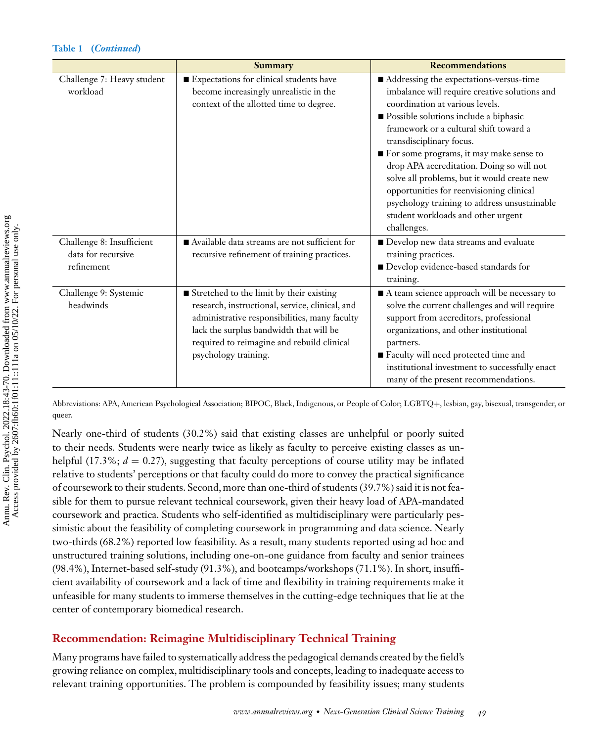**Table 1 (*Continued*)**

| | Summary | Recommendations |
|---|---|---|
| Challenge 7: Heavy student workload | ■ Expectations for clinical students have become increasingly unrealistic in the context of the allotted time to degree. | ■ Addressing the expectations-versus-time imbalance will require creative solutions and coordination at various levels.<br>■ Possible solutions include a biphasic framework or a cultural shift toward a transdisciplinary focus.<br>■ For some programs, it may make sense to drop APA accreditation. Doing so will not solve all problems, but it would create new opportunities for reenvisioning clinical psychology training to address unsustainable student workloads and other urgent challenges. |
| Challenge 8: Insufficient data for recursive refinement | ■ Available data streams are not sufficient for recursive refinement of training practices. | ■ Develop new data streams and evaluate training practices.<br>■ Develop evidence-based standards for training. |
| Challenge 9: Systemic headwinds | ■ Stretched to the limit by their existing research, instructional, service, clinical, and administrative responsibilities, many faculty lack the surplus bandwidth that will be required to reimagine and rebuild clinical psychology training. | ■ A team science approach will be necessary to solve the current challenges and will require support from accreditors, professional organizations, and other institutional partners.<br>■ Faculty will need protected time and institutional investment to successfully enact many of the present recommendations. |

Abbreviations: APA, American Psychological Association; BIPOC, Black, Indigenous, or People of Color; LGBTQ+, lesbian, gay, bisexual, transgender, or queer.

Nearly one-third of students (30.2%) said that existing classes are unhelpful or poorly suited to their needs. Students were nearly twice as likely as faculty to perceive existing classes as unhelpful (17.3%; $d = 0.27$), suggesting that faculty perceptions of course utility may be inflated relative to students' perceptions or that faculty could do more to convey the practical significance of coursework to their students. Second, more than one-third of students (39.7%) said it is not feasible for them to pursue relevant technical coursework, given their heavy load of APA-mandated coursework and practica. Students who self-identified as multidisciplinary were particularly pessimistic about the feasibility of completing coursework in programming and data science. Nearly two-thirds (68.2%) reported low feasibility. As a result, many students reported using ad hoc and unstructured training solutions, including one-on-one guidance from faculty and senior trainees (98.4%), Internet-based self-study (91.3%), and bootcamps/workshops (71.1%). In short, insufficient availability of coursework and a lack of time and flexibility in training requirements make it unfeasible for many students to immerse themselves in the cutting-edge techniques that lie at the center of contemporary biomedical research.

## Recommendation: Reimagine Multidisciplinary Technical Training

Many programs have failed to systematically address the pedagogical demands created by the field's growing reliance on complex, multidisciplinary tools and concepts, leading to inadequate access to relevant training opportunities. The problem is compounded by feasibility issues; many students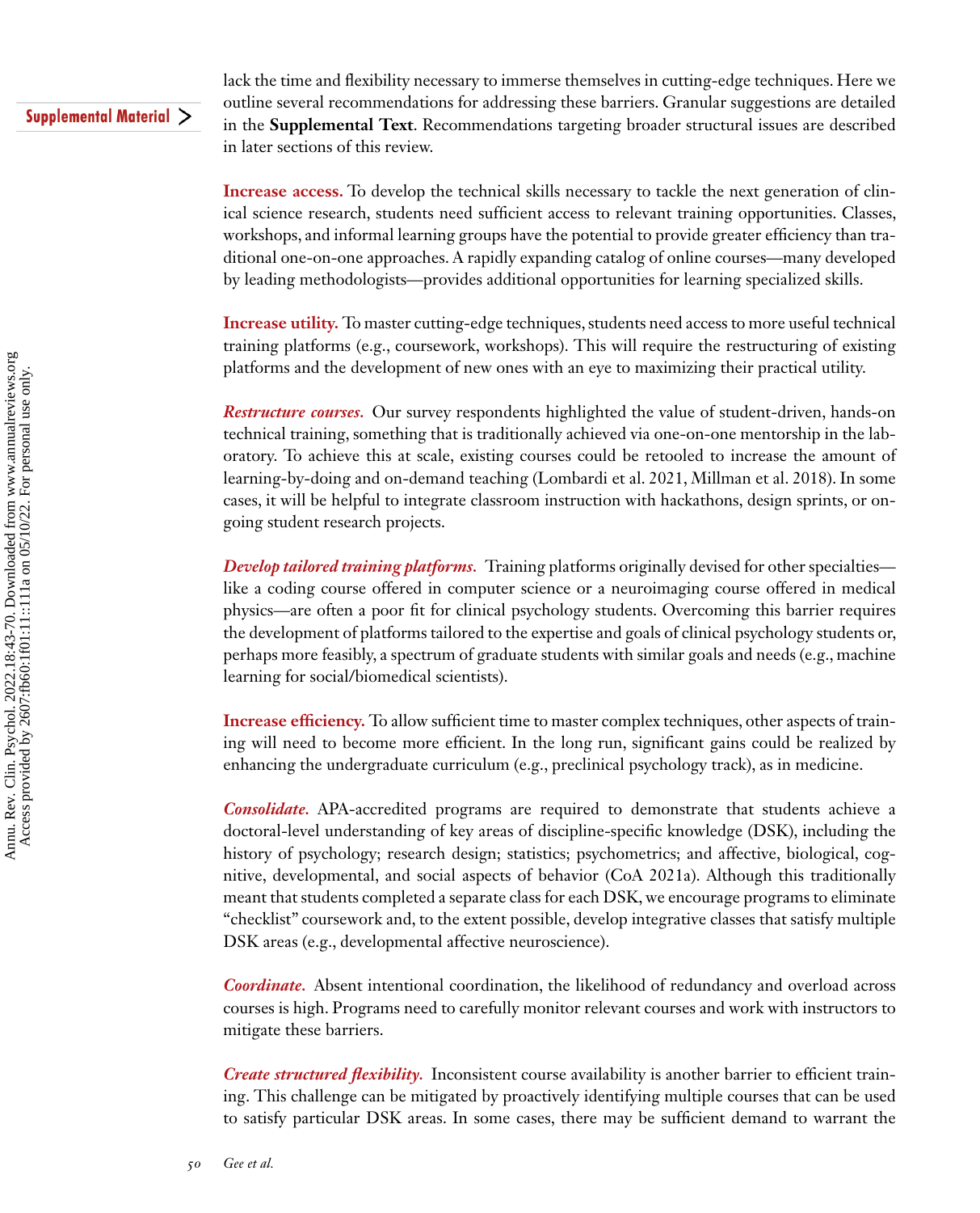lack the time and flexibility necessary to immerse themselves in cutting-edge techniques. Here we outline several recommendations for addressing these barriers. Granular suggestions are detailed in the **Supplemental Text**. Recommendations targeting broader structural issues are described in later sections of this review.

**Increase access.** To develop the technical skills necessary to tackle the next generation of clinical science research, students need sufficient access to relevant training opportunities. Classes, workshops, and informal learning groups have the potential to provide greater efficiency than traditional one-on-one approaches. A rapidly expanding catalog of online courses—many developed by leading methodologists—provides additional opportunities for learning specialized skills.

**Increase utility.** To master cutting-edge techniques, students need access to more useful technical training platforms (e.g., coursework, workshops). This will require the restructuring of existing platforms and the development of new ones with an eye to maximizing their practical utility.

***Restructure courses.*** Our survey respondents highlighted the value of student-driven, hands-on technical training, something that is traditionally achieved via one-on-one mentorship in the laboratory. To achieve this at scale, existing courses could be retooled to increase the amount of learning-by-doing and on-demand teaching (Lombardi et al. 2021, Millman et al. 2018). In some cases, it will be helpful to integrate classroom instruction with hackathons, design sprints, or ongoing student research projects.

***Develop tailored training platforms.*** Training platforms originally devised for other specialties—like a coding course offered in computer science or a neuroimaging course offered in medical physics—are often a poor fit for clinical psychology students. Overcoming this barrier requires the development of platforms tailored to the expertise and goals of clinical psychology students or, perhaps more feasibly, a spectrum of graduate students with similar goals and needs (e.g., machine learning for social/biomedical scientists).

**Increase efficiency.** To allow sufficient time to master complex techniques, other aspects of training will need to become more efficient. In the long run, significant gains could be realized by enhancing the undergraduate curriculum (e.g., preclinical psychology track), as in medicine.

***Consolidate.*** APA-accredited programs are required to demonstrate that students achieve a doctoral-level understanding of key areas of discipline-specific knowledge (DSK), including the history of psychology; research design; statistics; psychometrics; and affective, biological, cognitive, developmental, and social aspects of behavior (CoA 2021a). Although this traditionally meant that students completed a separate class for each DSK, we encourage programs to eliminate "checklist" coursework and, to the extent possible, develop integrative classes that satisfy multiple DSK areas (e.g., developmental affective neuroscience).

***Coordinate.*** Absent intentional coordination, the likelihood of redundancy and overload across courses is high. Programs need to carefully monitor relevant courses and work with instructors to mitigate these barriers.

***Create structured flexibility.*** Inconsistent course availability is another barrier to efficient training. This challenge can be mitigated by proactively identifying multiple courses that can be used to satisfy particular DSK areas. In some cases, there may be sufficient demand to warrant the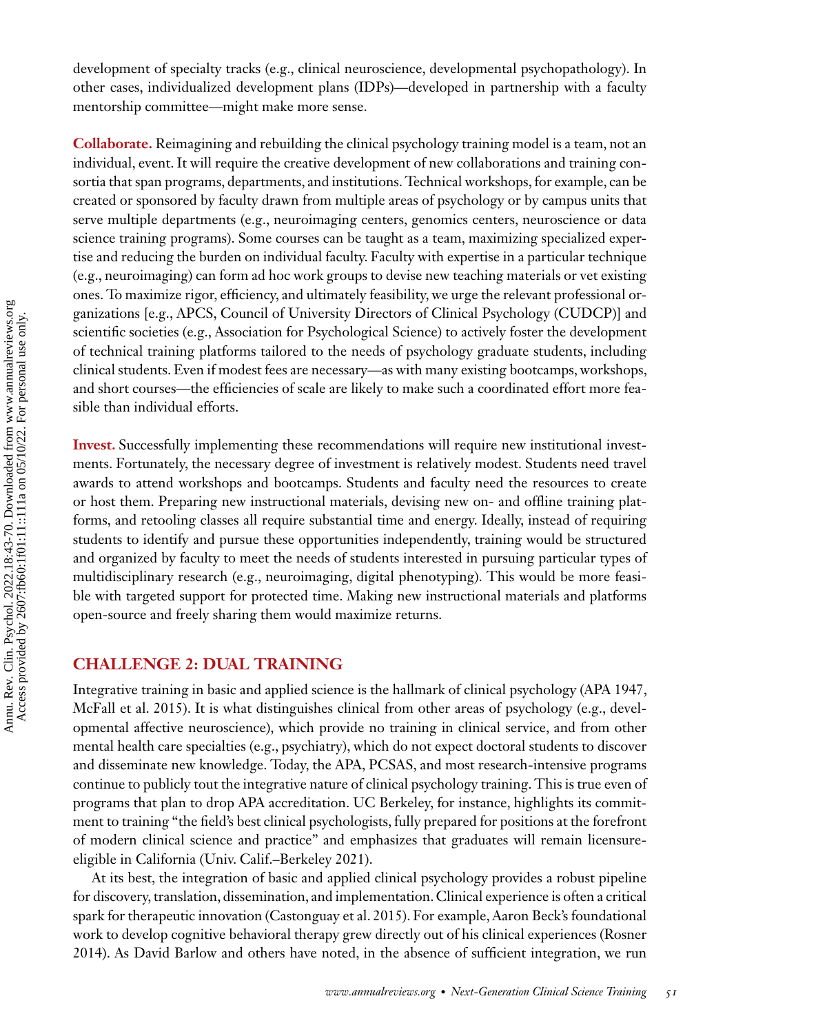development of specialty tracks (e.g., clinical neuroscience, developmental psychopathology). In other cases, individualized development plans (IDPs)—developed in partnership with a faculty mentorship committee—might make more sense.

**Collaborate.** Reimagining and rebuilding the clinical psychology training model is a team, not an individual, event. It will require the creative development of new collaborations and training consortia that span programs, departments, and institutions. Technical workshops, for example, can be created or sponsored by faculty drawn from multiple areas of psychology or by campus units that serve multiple departments (e.g., neuroimaging centers, genomics centers, neuroscience or data science training programs). Some courses can be taught as a team, maximizing specialized expertise and reducing the burden on individual faculty. Faculty with expertise in a particular technique (e.g., neuroimaging) can form ad hoc work groups to devise new teaching materials or vet existing ones. To maximize rigor, efficiency, and ultimately feasibility, we urge the relevant professional organizations [e.g., APCS, Council of University Directors of Clinical Psychology (CUDCP)] and scientific societies (e.g., Association for Psychological Science) to actively foster the development of technical training platforms tailored to the needs of psychology graduate students, including clinical students. Even if modest fees are necessary—as with many existing bootcamps, workshops, and short courses—the efficiencies of scale are likely to make such a coordinated effort more feasible than individual efforts.

**Invest.** Successfully implementing these recommendations will require new institutional investments. Fortunately, the necessary degree of investment is relatively modest. Students need travel awards to attend workshops and bootcamps. Students and faculty need the resources to create or host them. Preparing new instructional materials, devising new on- and offline training platforms, and retooling classes all require substantial time and energy. Ideally, instead of requiring students to identify and pursue these opportunities independently, training would be structured and organized by faculty to meet the needs of students interested in pursuing particular types of multidisciplinary research (e.g., neuroimaging, digital phenotyping). This would be more feasible with targeted support for protected time. Making new instructional materials and platforms open-source and freely sharing them would maximize returns.

## CHALLENGE 2: DUAL TRAINING

Integrative training in basic and applied science is the hallmark of clinical psychology (APA 1947, McFall et al. 2015). It is what distinguishes clinical from other areas of psychology (e.g., developmental affective neuroscience), which provide no training in clinical service, and from other mental health care specialties (e.g., psychiatry), which do not expect doctoral students to discover and disseminate new knowledge. Today, the APA, PCSAS, and most research-intensive programs continue to publicly tout the integrative nature of clinical psychology training. This is true even of programs that plan to drop APA accreditation. UC Berkeley, for instance, highlights its commitment to training "the field's best clinical psychologists, fully prepared for positions at the forefront of modern clinical science and practice" and emphasizes that graduates will remain licensure-eligible in California (Univ. Calif.–Berkeley 2021).

At its best, the integration of basic and applied clinical psychology provides a robust pipeline for discovery, translation, dissemination, and implementation. Clinical experience is often a critical spark for therapeutic innovation (Castonguay et al. 2015). For example, Aaron Beck's foundational work to develop cognitive behavioral therapy grew directly out of his clinical experiences (Rosner 2014). As David Barlow and others have noted, in the absence of sufficient integration, we run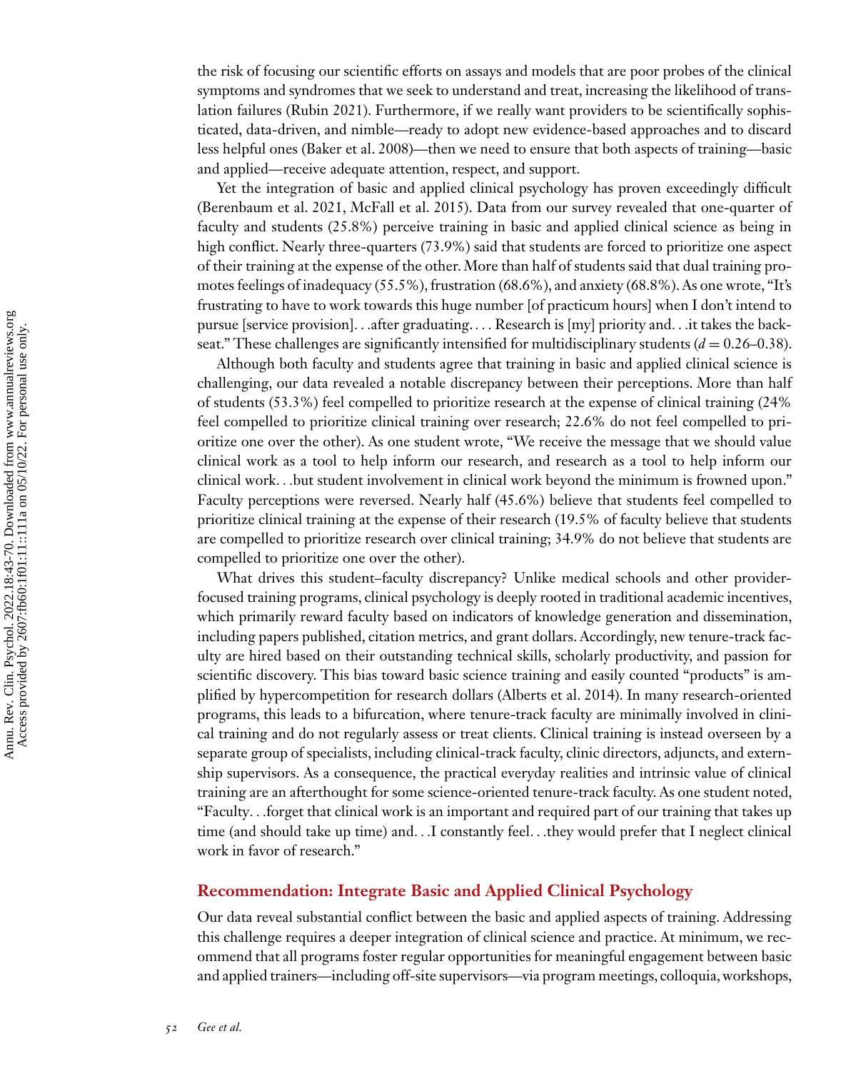the risk of focusing our scientific efforts on assays and models that are poor probes of the clinical symptoms and syndromes that we seek to understand and treat, increasing the likelihood of translation failures (Rubin 2021). Furthermore, if we really want providers to be scientifically sophisticated, data-driven, and nimble—ready to adopt new evidence-based approaches and to discard less helpful ones (Baker et al. 2008)—then we need to ensure that both aspects of training—basic and applied—receive adequate attention, respect, and support.

Yet the integration of basic and applied clinical psychology has proven exceedingly difficult (Berenbaum et al. 2021, McFall et al. 2015). Data from our survey revealed that one-quarter of faculty and students (25.8%) perceive training in basic and applied clinical science as being in high conflict. Nearly three-quarters (73.9%) said that students are forced to prioritize one aspect of their training at the expense of the other. More than half of students said that dual training promotes feelings of inadequacy (55.5%), frustration (68.6%), and anxiety (68.8%). As one wrote, "It's frustrating to have to work towards this huge number [of practicum hours] when I don't intend to pursue [service provision]. . .after graduating. . . . Research is [my] priority and. . .it takes the backseat." These challenges are significantly intensified for multidisciplinary students ($d = 0.26$–$0.38$).

Although both faculty and students agree that training in basic and applied clinical science is challenging, our data revealed a notable discrepancy between their perceptions. More than half of students (53.3%) feel compelled to prioritize research at the expense of clinical training (24% feel compelled to prioritize clinical training over research; 22.6% do not feel compelled to prioritize one over the other). As one student wrote, "We receive the message that we should value clinical work as a tool to help inform our research, and research as a tool to help inform our clinical work. . .but student involvement in clinical work beyond the minimum is frowned upon." Faculty perceptions were reversed. Nearly half (45.6%) believe that students feel compelled to prioritize clinical training at the expense of their research (19.5% of faculty believe that students are compelled to prioritize research over clinical training; 34.9% do not believe that students are compelled to prioritize one over the other).

What drives this student–faculty discrepancy? Unlike medical schools and other provider-focused training programs, clinical psychology is deeply rooted in traditional academic incentives, which primarily reward faculty based on indicators of knowledge generation and dissemination, including papers published, citation metrics, and grant dollars. Accordingly, new tenure-track faculty are hired based on their outstanding technical skills, scholarly productivity, and passion for scientific discovery. This bias toward basic science training and easily counted "products" is amplified by hypercompetition for research dollars (Alberts et al. 2014). In many research-oriented programs, this leads to a bifurcation, where tenure-track faculty are minimally involved in clinical training and do not regularly assess or treat clients. Clinical training is instead overseen by a separate group of specialists, including clinical-track faculty, clinic directors, adjuncts, and externship supervisors. As a consequence, the practical everyday realities and intrinsic value of clinical training are an afterthought for some science-oriented tenure-track faculty. As one student noted, "Faculty. . .forget that clinical work is an important and required part of our training that takes up time (and should take up time) and. . .I constantly feel. . .they would prefer that I neglect clinical work in favor of research."

## Recommendation: Integrate Basic and Applied Clinical Psychology

Our data reveal substantial conflict between the basic and applied aspects of training. Addressing this challenge requires a deeper integration of clinical science and practice. At minimum, we recommend that all programs foster regular opportunities for meaningful engagement between basic and applied trainers—including off-site supervisors—via program meetings, colloquia, workshops,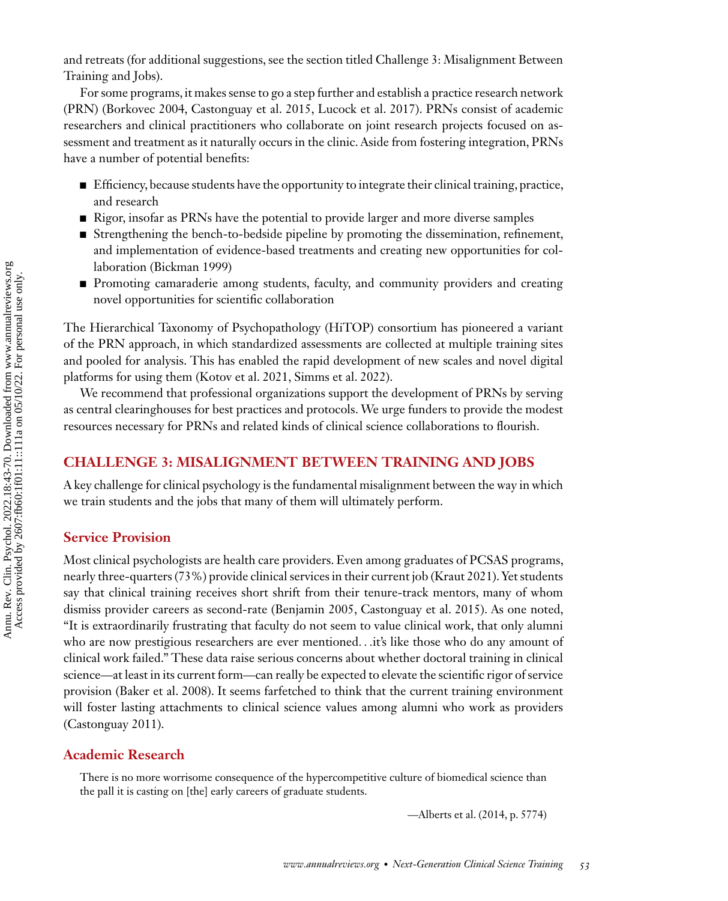and retreats (for additional suggestions, see the section titled Challenge 3: Misalignment Between Training and Jobs).

For some programs, it makes sense to go a step further and establish a practice research network (PRN) (Borkovec 2004, Castonguay et al. 2015, Lucock et al. 2017). PRNs consist of academic researchers and clinical practitioners who collaborate on joint research projects focused on assessment and treatment as it naturally occurs in the clinic. Aside from fostering integration, PRNs have a number of potential benefits:

- Efficiency, because students have the opportunity to integrate their clinical training, practice, and research
- Rigor, insofar as PRNs have the potential to provide larger and more diverse samples
- Strengthening the bench-to-bedside pipeline by promoting the dissemination, refinement, and implementation of evidence-based treatments and creating new opportunities for collaboration (Bickman 1999)
- Promoting camaraderie among students, faculty, and community providers and creating novel opportunities for scientific collaboration

The Hierarchical Taxonomy of Psychopathology (HiTOP) consortium has pioneered a variant of the PRN approach, in which standardized assessments are collected at multiple training sites and pooled for analysis. This has enabled the rapid development of new scales and novel digital platforms for using them (Kotov et al. 2021, Simms et al. 2022).

We recommend that professional organizations support the development of PRNs by serving as central clearinghouses for best practices and protocols. We urge funders to provide the modest resources necessary for PRNs and related kinds of clinical science collaborations to flourish.

## CHALLENGE 3: MISALIGNMENT BETWEEN TRAINING AND JOBS

A key challenge for clinical psychology is the fundamental misalignment between the way in which we train students and the jobs that many of them will ultimately perform.

### Service Provision

Most clinical psychologists are health care providers. Even among graduates of PCSAS programs, nearly three-quarters (73%) provide clinical services in their current job (Kraut 2021). Yet students say that clinical training receives short shrift from their tenure-track mentors, many of whom dismiss provider careers as second-rate (Benjamin 2005, Castonguay et al. 2015). As one noted, "It is extraordinarily frustrating that faculty do not seem to value clinical work, that only alumni who are now prestigious researchers are ever mentioned. . .it's like those who do any amount of clinical work failed." These data raise serious concerns about whether doctoral training in clinical science—at least in its current form—can really be expected to elevate the scientific rigor of service provision (Baker et al. 2008). It seems farfetched to think that the current training environment will foster lasting attachments to clinical science values among alumni who work as providers (Castonguay 2011).

### Academic Research

> There is no more worrisome consequence of the hypercompetitive culture of biomedical science than the pall it is casting on [the] early careers of graduate students.
>
> —Alberts et al. (2014, p. 5774)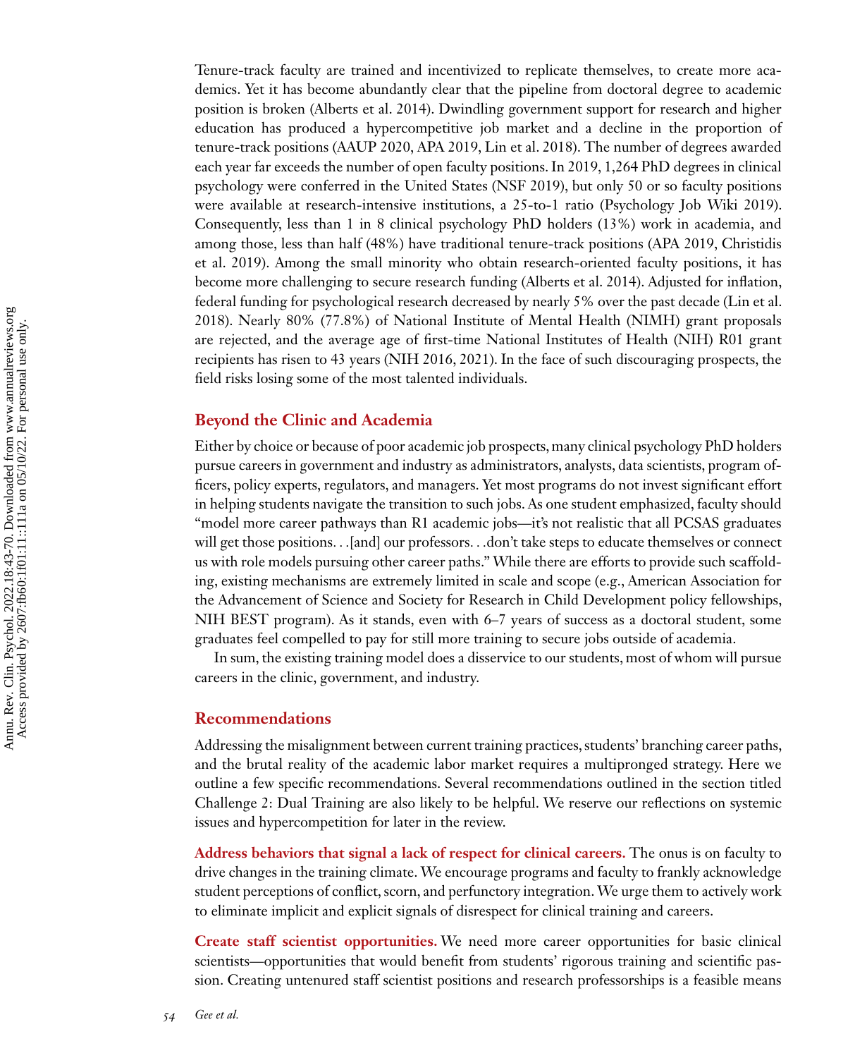Tenure-track faculty are trained and incentivized to replicate themselves, to create more academics. Yet it has become abundantly clear that the pipeline from doctoral degree to academic position is broken (Alberts et al. 2014). Dwindling government support for research and higher education has produced a hypercompetitive job market and a decline in the proportion of tenure-track positions (AAUP 2020, APA 2019, Lin et al. 2018). The number of degrees awarded each year far exceeds the number of open faculty positions. In 2019, 1,264 PhD degrees in clinical psychology were conferred in the United States (NSF 2019), but only 50 or so faculty positions were available at research-intensive institutions, a 25-to-1 ratio (Psychology Job Wiki 2019). Consequently, less than 1 in 8 clinical psychology PhD holders (13%) work in academia, and among those, less than half (48%) have traditional tenure-track positions (APA 2019, Christidis et al. 2019). Among the small minority who obtain research-oriented faculty positions, it has become more challenging to secure research funding (Alberts et al. 2014). Adjusted for inflation, federal funding for psychological research decreased by nearly 5% over the past decade (Lin et al. 2018). Nearly 80% (77.8%) of National Institute of Mental Health (NIMH) grant proposals are rejected, and the average age of first-time National Institutes of Health (NIH) R01 grant recipients has risen to 43 years (NIH 2016, 2021). In the face of such discouraging prospects, the field risks losing some of the most talented individuals.

## Beyond the Clinic and Academia

Either by choice or because of poor academic job prospects, many clinical psychology PhD holders pursue careers in government and industry as administrators, analysts, data scientists, program officers, policy experts, regulators, and managers. Yet most programs do not invest significant effort in helping students navigate the transition to such jobs. As one student emphasized, faculty should "model more career pathways than R1 academic jobs—it's not realistic that all PCSAS graduates will get those positions. . .[and] our professors. . .don't take steps to educate themselves or connect us with role models pursuing other career paths." While there are efforts to provide such scaffolding, existing mechanisms are extremely limited in scale and scope (e.g., American Association for the Advancement of Science and Society for Research in Child Development policy fellowships, NIH BEST program). As it stands, even with 6–7 years of success as a doctoral student, some graduates feel compelled to pay for still more training to secure jobs outside of academia.

In sum, the existing training model does a disservice to our students, most of whom will pursue careers in the clinic, government, and industry.

## Recommendations

Addressing the misalignment between current training practices, students' branching career paths, and the brutal reality of the academic labor market requires a multipronged strategy. Here we outline a few specific recommendations. Several recommendations outlined in the section titled Challenge 2: Dual Training are also likely to be helpful. We reserve our reflections on systemic issues and hypercompetition for later in the review.

**Address behaviors that signal a lack of respect for clinical careers.** The onus is on faculty to drive changes in the training climate. We encourage programs and faculty to frankly acknowledge student perceptions of conflict, scorn, and perfunctory integration. We urge them to actively work to eliminate implicit and explicit signals of disrespect for clinical training and careers.

**Create staff scientist opportunities.** We need more career opportunities for basic clinical scientists—opportunities that would benefit from students' rigorous training and scientific passion. Creating untenured staff scientist positions and research professorships is a feasible means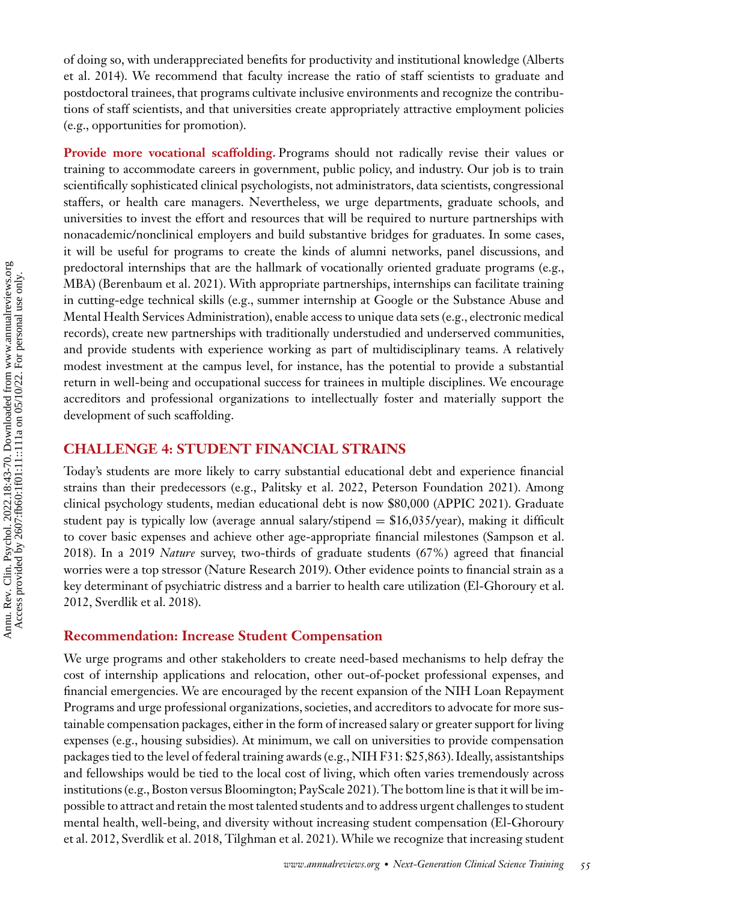of doing so, with underappreciated benefits for productivity and institutional knowledge (Alberts et al. 2014). We recommend that faculty increase the ratio of staff scientists to graduate and postdoctoral trainees, that programs cultivate inclusive environments and recognize the contributions of staff scientists, and that universities create appropriately attractive employment policies (e.g., opportunities for promotion).

**Provide more vocational scaffolding.** Programs should not radically revise their values or training to accommodate careers in government, public policy, and industry. Our job is to train scientifically sophisticated clinical psychologists, not administrators, data scientists, congressional staffers, or health care managers. Nevertheless, we urge departments, graduate schools, and universities to invest the effort and resources that will be required to nurture partnerships with nonacademic/nonclinical employers and build substantive bridges for graduates. In some cases, it will be useful for programs to create the kinds of alumni networks, panel discussions, and predoctoral internships that are the hallmark of vocationally oriented graduate programs (e.g., MBA) (Berenbaum et al. 2021). With appropriate partnerships, internships can facilitate training in cutting-edge technical skills (e.g., summer internship at Google or the Substance Abuse and Mental Health Services Administration), enable access to unique data sets (e.g., electronic medical records), create new partnerships with traditionally understudied and underserved communities, and provide students with experience working as part of multidisciplinary teams. A relatively modest investment at the campus level, for instance, has the potential to provide a substantial return in well-being and occupational success for trainees in multiple disciplines. We encourage accreditors and professional organizations to intellectually foster and materially support the development of such scaffolding.

## CHALLENGE 4: STUDENT FINANCIAL STRAINS

Today's students are more likely to carry substantial educational debt and experience financial strains than their predecessors (e.g., Palitsky et al. 2022, Peterson Foundation 2021). Among clinical psychology students, median educational debt is now $80,000 (APPIC 2021). Graduate student pay is typically low (average annual salary/stipend = $16,035/year), making it difficult to cover basic expenses and achieve other age-appropriate financial milestones (Sampson et al. 2018). In a 2019 *Nature* survey, two-thirds of graduate students (67%) agreed that financial worries were a top stressor (Nature Research 2019). Other evidence points to financial strain as a key determinant of psychiatric distress and a barrier to health care utilization (El-Ghoroury et al. 2012, Sverdlik et al. 2018).

### Recommendation: Increase Student Compensation

We urge programs and other stakeholders to create need-based mechanisms to help defray the cost of internship applications and relocation, other out-of-pocket professional expenses, and financial emergencies. We are encouraged by the recent expansion of the NIH Loan Repayment Programs and urge professional organizations, societies, and accreditors to advocate for more sustainable compensation packages, either in the form of increased salary or greater support for living expenses (e.g., housing subsidies). At minimum, we call on universities to provide compensation packages tied to the level of federal training awards (e.g., NIH F31: $25,863). Ideally, assistantships and fellowships would be tied to the local cost of living, which often varies tremendously across institutions (e.g., Boston versus Bloomington; PayScale 2021). The bottom line is that it will be impossible to attract and retain the most talented students and to address urgent challenges to student mental health, well-being, and diversity without increasing student compensation (El-Ghoroury et al. 2012, Sverdlik et al. 2018, Tilghman et al. 2021). While we recognize that increasing student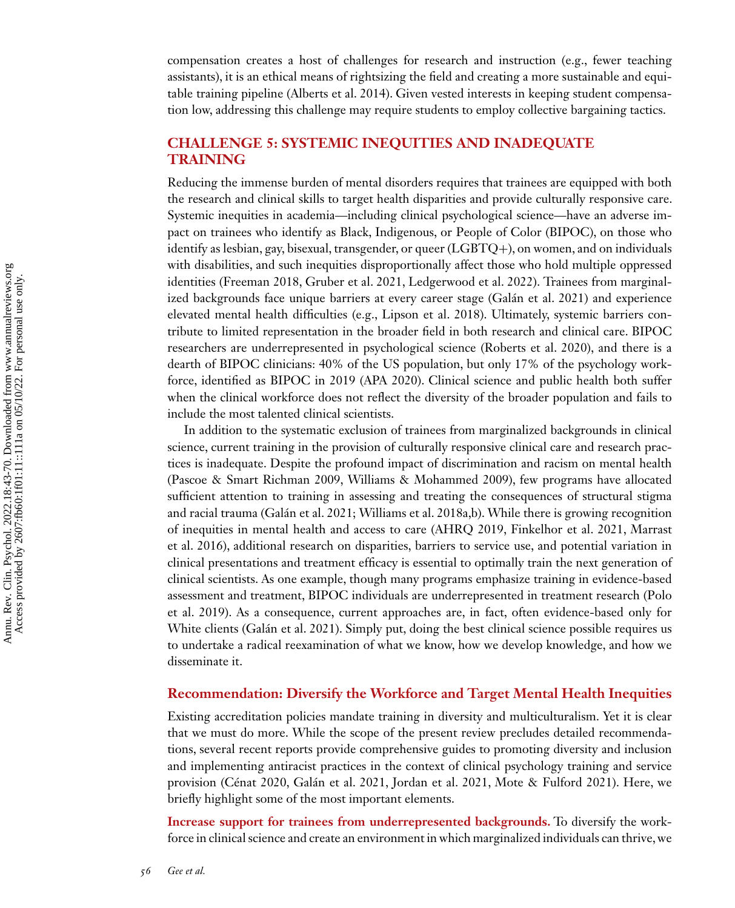compensation creates a host of challenges for research and instruction (e.g., fewer teaching assistants), it is an ethical means of rightsizing the field and creating a more sustainable and equitable training pipeline (Alberts et al. 2014). Given vested interests in keeping student compensation low, addressing this challenge may require students to employ collective bargaining tactics.

## CHALLENGE 5: SYSTEMIC INEQUITIES AND INADEQUATE TRAINING

Reducing the immense burden of mental disorders requires that trainees are equipped with both the research and clinical skills to target health disparities and provide culturally responsive care. Systemic inequities in academia—including clinical psychological science—have an adverse impact on trainees who identify as Black, Indigenous, or People of Color (BIPOC), on those who identify as lesbian, gay, bisexual, transgender, or queer (LGBTQ+), on women, and on individuals with disabilities, and such inequities disproportionally affect those who hold multiple oppressed identities (Freeman 2018, Gruber et al. 2021, Ledgerwood et al. 2022). Trainees from marginalized backgrounds face unique barriers at every career stage (Galán et al. 2021) and experience elevated mental health difficulties (e.g., Lipson et al. 2018). Ultimately, systemic barriers contribute to limited representation in the broader field in both research and clinical care. BIPOC researchers are underrepresented in psychological science (Roberts et al. 2020), and there is a dearth of BIPOC clinicians: 40% of the US population, but only 17% of the psychology workforce, identified as BIPOC in 2019 (APA 2020). Clinical science and public health both suffer when the clinical workforce does not reflect the diversity of the broader population and fails to include the most talented clinical scientists.

In addition to the systematic exclusion of trainees from marginalized backgrounds in clinical science, current training in the provision of culturally responsive clinical care and research practices is inadequate. Despite the profound impact of discrimination and racism on mental health (Pascoe & Smart Richman 2009, Williams & Mohammed 2009), few programs have allocated sufficient attention to training in assessing and treating the consequences of structural stigma and racial trauma (Galán et al. 2021; Williams et al. 2018a,b). While there is growing recognition of inequities in mental health and access to care (AHRQ 2019, Finkelhor et al. 2021, Marrast et al. 2016), additional research on disparities, barriers to service use, and potential variation in clinical presentations and treatment efficacy is essential to optimally train the next generation of clinical scientists. As one example, though many programs emphasize training in evidence-based assessment and treatment, BIPOC individuals are underrepresented in treatment research (Polo et al. 2019). As a consequence, current approaches are, in fact, often evidence-based only for White clients (Galán et al. 2021). Simply put, doing the best clinical science possible requires us to undertake a radical reexamination of what we know, how we develop knowledge, and how we disseminate it.

### Recommendation: Diversify the Workforce and Target Mental Health Inequities

Existing accreditation policies mandate training in diversity and multiculturalism. Yet it is clear that we must do more. While the scope of the present review precludes detailed recommendations, several recent reports provide comprehensive guides to promoting diversity and inclusion and implementing antiracist practices in the context of clinical psychology training and service provision (Cénat 2020, Galán et al. 2021, Jordan et al. 2021, Mote & Fulford 2021). Here, we briefly highlight some of the most important elements.

**Increase support for trainees from underrepresented backgrounds.** To diversify the workforce in clinical science and create an environment in which marginalized individuals can thrive, we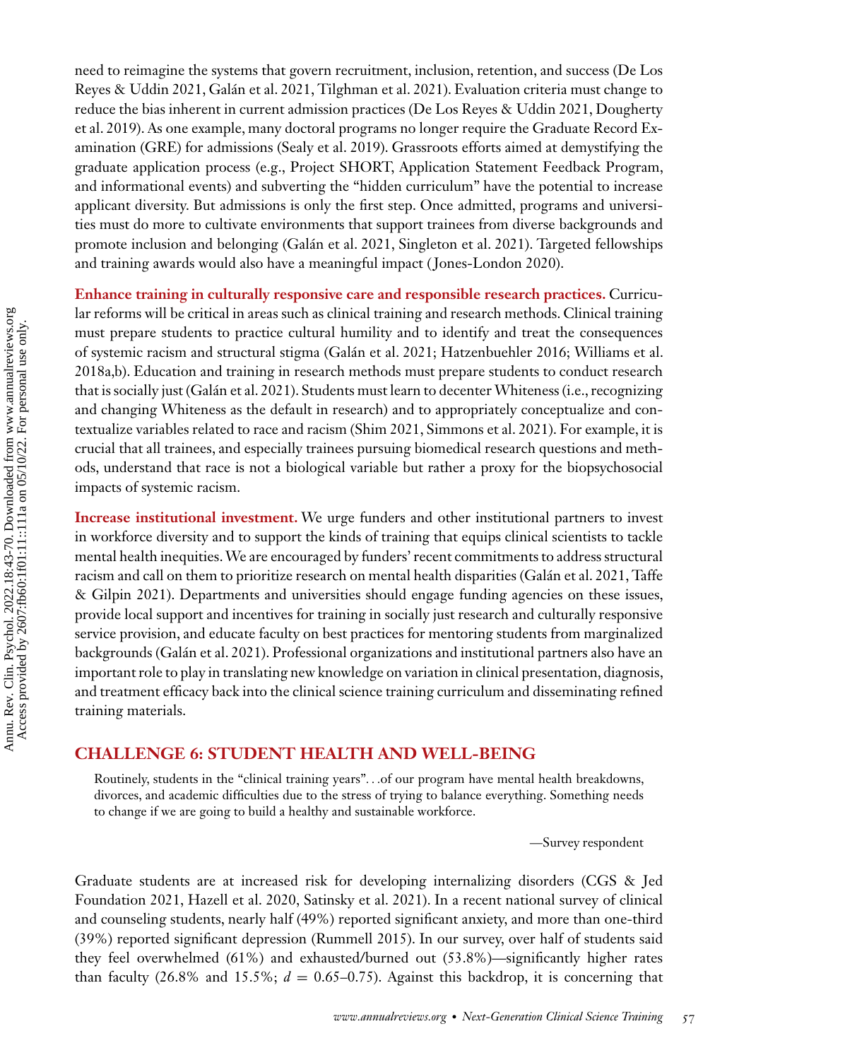need to reimagine the systems that govern recruitment, inclusion, retention, and success (De Los Reyes & Uddin 2021, Galán et al. 2021, Tilghman et al. 2021). Evaluation criteria must change to reduce the bias inherent in current admission practices (De Los Reyes & Uddin 2021, Dougherty et al. 2019). As one example, many doctoral programs no longer require the Graduate Record Examination (GRE) for admissions (Sealy et al. 2019). Grassroots efforts aimed at demystifying the graduate application process (e.g., Project SHORT, Application Statement Feedback Program, and informational events) and subverting the "hidden curriculum" have the potential to increase applicant diversity. But admissions is only the first step. Once admitted, programs and universities must do more to cultivate environments that support trainees from diverse backgrounds and promote inclusion and belonging (Galán et al. 2021, Singleton et al. 2021). Targeted fellowships and training awards would also have a meaningful impact (Jones-London 2020).

**Enhance training in culturally responsive care and responsible research practices.** Curricular reforms will be critical in areas such as clinical training and research methods. Clinical training must prepare students to practice cultural humility and to identify and treat the consequences of systemic racism and structural stigma (Galán et al. 2021; Hatzenbuehler 2016; Williams et al. 2018a,b). Education and training in research methods must prepare students to conduct research that is socially just (Galán et al. 2021). Students must learn to decenter Whiteness (i.e., recognizing and changing Whiteness as the default in research) and to appropriately conceptualize and contextualize variables related to race and racism (Shim 2021, Simmons et al. 2021). For example, it is crucial that all trainees, and especially trainees pursuing biomedical research questions and methods, understand that race is not a biological variable but rather a proxy for the biopsychosocial impacts of systemic racism.

**Increase institutional investment.** We urge funders and other institutional partners to invest in workforce diversity and to support the kinds of training that equips clinical scientists to tackle mental health inequities. We are encouraged by funders' recent commitments to address structural racism and call on them to prioritize research on mental health disparities (Galán et al. 2021, Taffe & Gilpin 2021). Departments and universities should engage funding agencies on these issues, provide local support and incentives for training in socially just research and culturally responsive service provision, and educate faculty on best practices for mentoring students from marginalized backgrounds (Galán et al. 2021). Professional organizations and institutional partners also have an important role to play in translating new knowledge on variation in clinical presentation, diagnosis, and treatment efficacy back into the clinical science training curriculum and disseminating refined training materials.

## CHALLENGE 6: STUDENT HEALTH AND WELL-BEING

> Routinely, students in the "clinical training years"...of our program have mental health breakdowns, divorces, and academic difficulties due to the stress of trying to balance everything. Something needs to change if we are going to build a healthy and sustainable workforce.
>
> —Survey respondent

Graduate students are at increased risk for developing internalizing disorders (CGS & Jed Foundation 2021, Hazell et al. 2020, Satinsky et al. 2021). In a recent national survey of clinical and counseling students, nearly half (49%) reported significant anxiety, and more than one-third (39%) reported significant depression (Rummell 2015). In our survey, over half of students said they feel overwhelmed (61%) and exhausted/burned out (53.8%)—significantly higher rates than faculty (26.8% and 15.5%; $d$ = 0.65–0.75). Against this backdrop, it is concerning that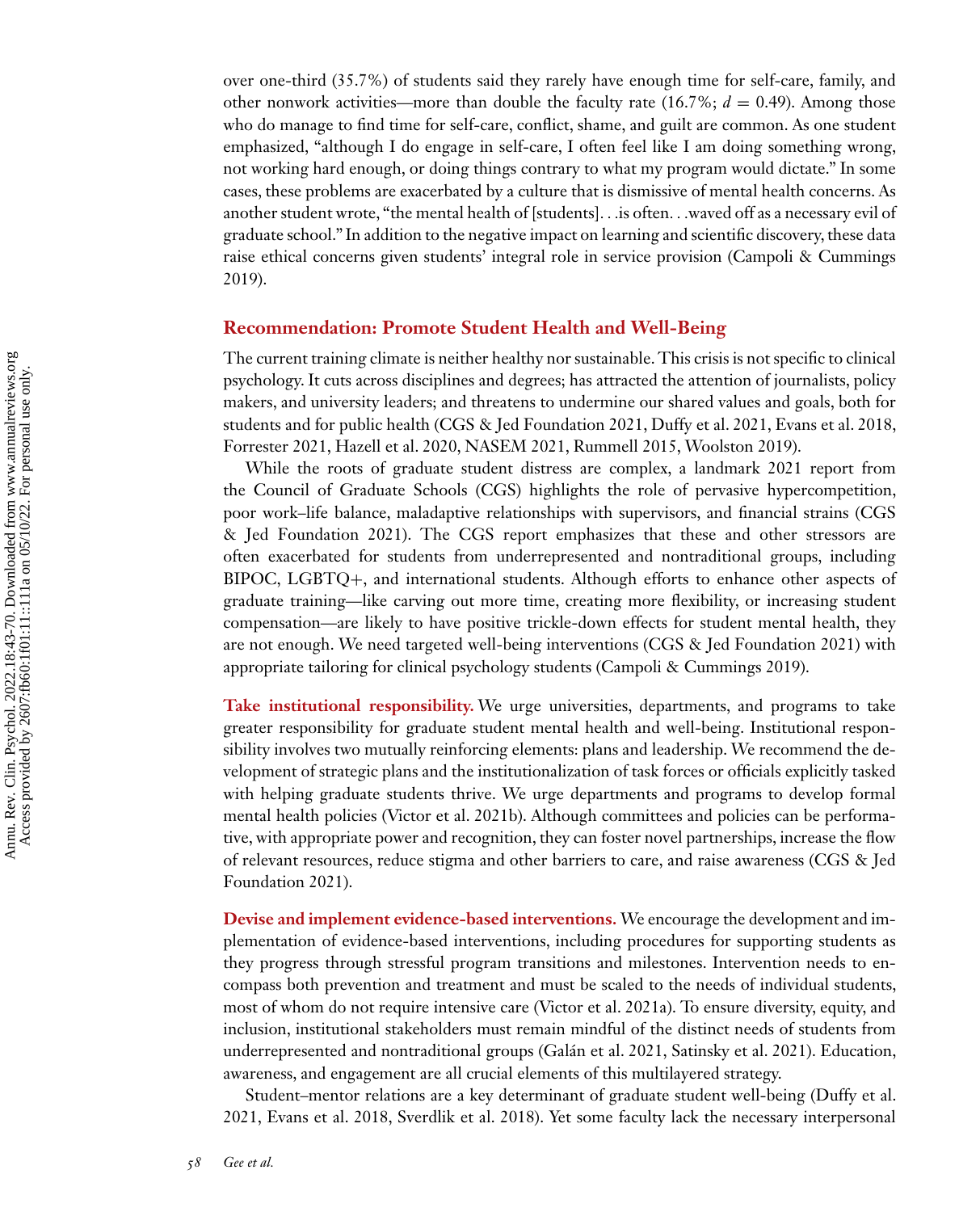over one-third (35.7%) of students said they rarely have enough time for self-care, family, and other nonwork activities—more than double the faculty rate (16.7%; $d = 0.49$). Among those who do manage to find time for self-care, conflict, shame, and guilt are common. As one student emphasized, "although I do engage in self-care, I often feel like I am doing something wrong, not working hard enough, or doing things contrary to what my program would dictate." In some cases, these problems are exacerbated by a culture that is dismissive of mental health concerns. As another student wrote, "the mental health of [students]. . .is often. . .waved off as a necessary evil of graduate school." In addition to the negative impact on learning and scientific discovery, these data raise ethical concerns given students' integral role in service provision (Campoli & Cummings 2019).

## Recommendation: Promote Student Health and Well-Being

The current training climate is neither healthy nor sustainable. This crisis is not specific to clinical psychology. It cuts across disciplines and degrees; has attracted the attention of journalists, policy makers, and university leaders; and threatens to undermine our shared values and goals, both for students and for public health (CGS & Jed Foundation 2021, Duffy et al. 2021, Evans et al. 2018, Forrester 2021, Hazell et al. 2020, NASEM 2021, Rummell 2015, Woolston 2019).

While the roots of graduate student distress are complex, a landmark 2021 report from the Council of Graduate Schools (CGS) highlights the role of pervasive hypercompetition, poor work–life balance, maladaptive relationships with supervisors, and financial strains (CGS & Jed Foundation 2021). The CGS report emphasizes that these and other stressors are often exacerbated for students from underrepresented and nontraditional groups, including BIPOC, LGBTQ+, and international students. Although efforts to enhance other aspects of graduate training—like carving out more time, creating more flexibility, or increasing student compensation—are likely to have positive trickle-down effects for student mental health, they are not enough. We need targeted well-being interventions (CGS & Jed Foundation 2021) with appropriate tailoring for clinical psychology students (Campoli & Cummings 2019).

**Take institutional responsibility.** We urge universities, departments, and programs to take greater responsibility for graduate student mental health and well-being. Institutional responsibility involves two mutually reinforcing elements: plans and leadership. We recommend the development of strategic plans and the institutionalization of task forces or officials explicitly tasked with helping graduate students thrive. We urge departments and programs to develop formal mental health policies (Victor et al. 2021b). Although committees and policies can be performative, with appropriate power and recognition, they can foster novel partnerships, increase the flow of relevant resources, reduce stigma and other barriers to care, and raise awareness (CGS & Jed Foundation 2021).

**Devise and implement evidence-based interventions.** We encourage the development and implementation of evidence-based interventions, including procedures for supporting students as they progress through stressful program transitions and milestones. Intervention needs to encompass both prevention and treatment and must be scaled to the needs of individual students, most of whom do not require intensive care (Victor et al. 2021a). To ensure diversity, equity, and inclusion, institutional stakeholders must remain mindful of the distinct needs of students from underrepresented and nontraditional groups (Galán et al. 2021, Satinsky et al. 2021). Education, awareness, and engagement are all crucial elements of this multilayered strategy.

Student–mentor relations are a key determinant of graduate student well-being (Duffy et al. 2021, Evans et al. 2018, Sverdlik et al. 2018). Yet some faculty lack the necessary interpersonal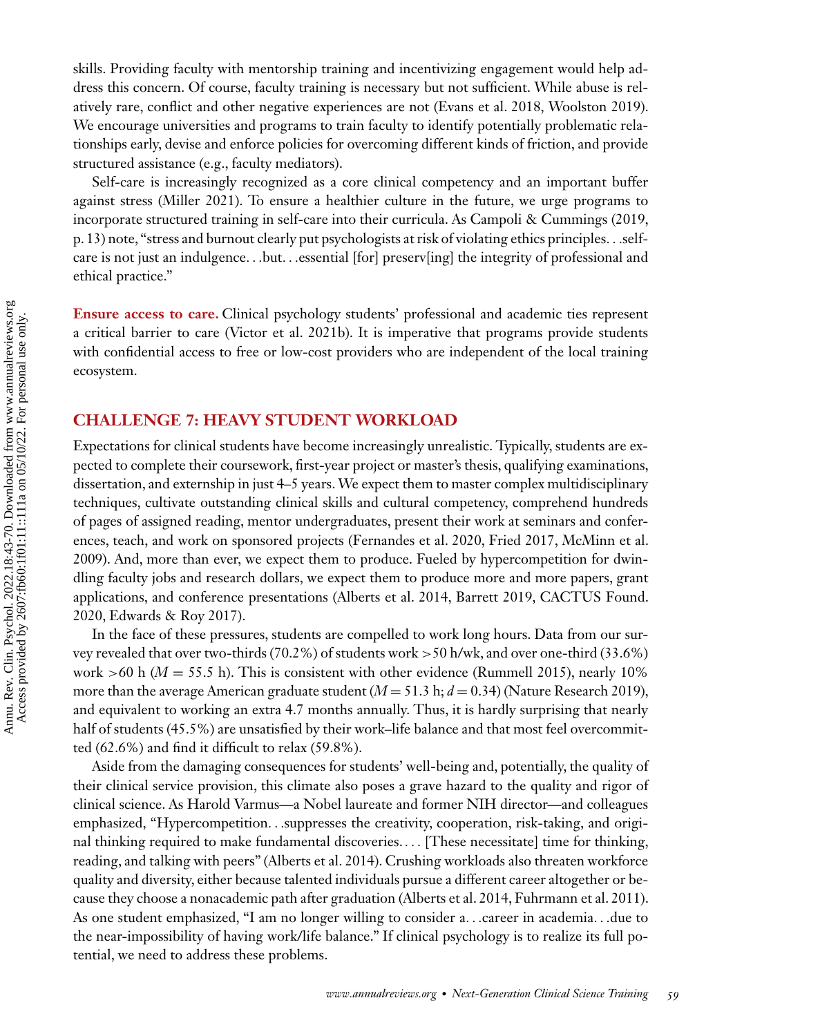skills. Providing faculty with mentorship training and incentivizing engagement would help address this concern. Of course, faculty training is necessary but not sufficient. While abuse is relatively rare, conflict and other negative experiences are not (Evans et al. 2018, Woolston 2019). We encourage universities and programs to train faculty to identify potentially problematic relationships early, devise and enforce policies for overcoming different kinds of friction, and provide structured assistance (e.g., faculty mediators).

Self-care is increasingly recognized as a core clinical competency and an important buffer against stress (Miller 2021). To ensure a healthier culture in the future, we urge programs to incorporate structured training in self-care into their curricula. As Campoli & Cummings (2019, p. 13) note, "stress and burnout clearly put psychologists at risk of violating ethics principles. . .self-care is not just an indulgence. . .but. . .essential [for] preserv[ing] the integrity of professional and ethical practice."

**Ensure access to care.** Clinical psychology students' professional and academic ties represent a critical barrier to care (Victor et al. 2021b). It is imperative that programs provide students with confidential access to free or low-cost providers who are independent of the local training ecosystem.

## CHALLENGE 7: HEAVY STUDENT WORKLOAD

Expectations for clinical students have become increasingly unrealistic. Typically, students are expected to complete their coursework, first-year project or master's thesis, qualifying examinations, dissertation, and externship in just 4–5 years. We expect them to master complex multidisciplinary techniques, cultivate outstanding clinical skills and cultural competency, comprehend hundreds of pages of assigned reading, mentor undergraduates, present their work at seminars and conferences, teach, and work on sponsored projects (Fernandes et al. 2020, Fried 2017, McMinn et al. 2009). And, more than ever, we expect them to produce. Fueled by hypercompetition for dwindling faculty jobs and research dollars, we expect them to produce more and more papers, grant applications, and conference presentations (Alberts et al. 2014, Barrett 2019, CACTUS Found. 2020, Edwards & Roy 2017).

In the face of these pressures, students are compelled to work long hours. Data from our survey revealed that over two-thirds (70.2%) of students work >50 h/wk, and over one-third (33.6%) work >60 h ($M = 55.5$ h). This is consistent with other evidence (Rummell 2015), nearly 10% more than the average American graduate student ($M = 51.3$ h; $d = 0.34$) (Nature Research 2019), and equivalent to working an extra 4.7 months annually. Thus, it is hardly surprising that nearly half of students (45.5%) are unsatisfied by their work–life balance and that most feel overcommitted (62.6%) and find it difficult to relax (59.8%).

Aside from the damaging consequences for students' well-being and, potentially, the quality of their clinical service provision, this climate also poses a grave hazard to the quality and rigor of clinical science. As Harold Varmus—a Nobel laureate and former NIH director—and colleagues emphasized, "Hypercompetition. . .suppresses the creativity, cooperation, risk-taking, and original thinking required to make fundamental discoveries. . . . [These necessitate] time for thinking, reading, and talking with peers" (Alberts et al. 2014). Crushing workloads also threaten workforce quality and diversity, either because talented individuals pursue a different career altogether or because they choose a nonacademic path after graduation (Alberts et al. 2014, Fuhrmann et al. 2011). As one student emphasized, "I am no longer willing to consider a. . .career in academia. . .due to the near-impossibility of having work/life balance." If clinical psychology is to realize its full potential, we need to address these problems.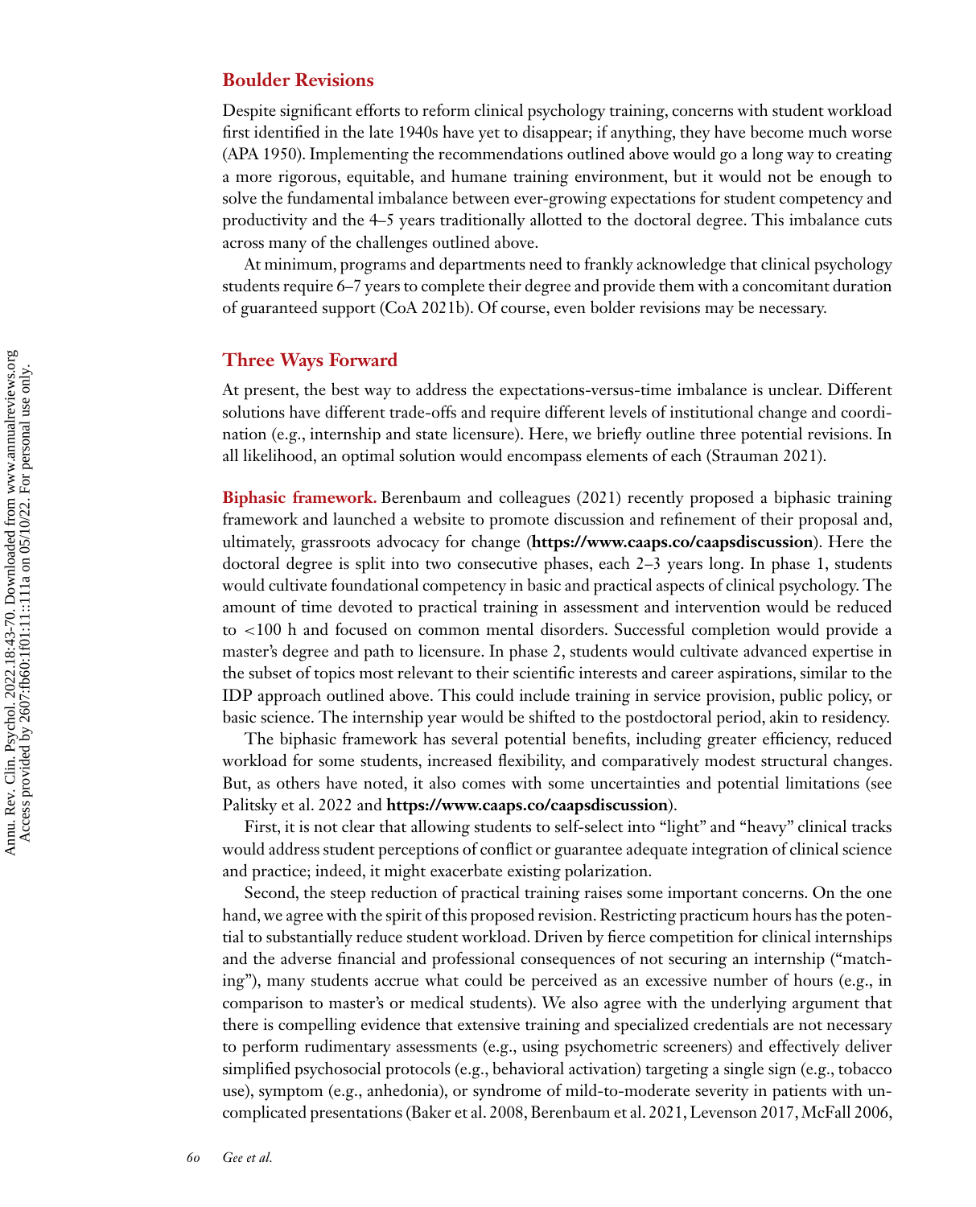## Boulder Revisions

Despite significant efforts to reform clinical psychology training, concerns with student workload first identified in the late 1940s have yet to disappear; if anything, they have become much worse (APA 1950). Implementing the recommendations outlined above would go a long way to creating a more rigorous, equitable, and humane training environment, but it would not be enough to solve the fundamental imbalance between ever-growing expectations for student competency and productivity and the 4–5 years traditionally allotted to the doctoral degree. This imbalance cuts across many of the challenges outlined above.

At minimum, programs and departments need to frankly acknowledge that clinical psychology students require 6–7 years to complete their degree and provide them with a concomitant duration of guaranteed support (CoA 2021b). Of course, even bolder revisions may be necessary.

## Three Ways Forward

At present, the best way to address the expectations-versus-time imbalance is unclear. Different solutions have different trade-offs and require different levels of institutional change and coordination (e.g., internship and state licensure). Here, we briefly outline three potential revisions. In all likelihood, an optimal solution would encompass elements of each (Strauman 2021).

**Biphasic framework.** Berenbaum and colleagues (2021) recently proposed a biphasic training framework and launched a website to promote discussion and refinement of their proposal and, ultimately, grassroots advocacy for change (**https://www.caaps.co/caapsdiscussion**). Here the doctoral degree is split into two consecutive phases, each 2–3 years long. In phase 1, students would cultivate foundational competency in basic and practical aspects of clinical psychology. The amount of time devoted to practical training in assessment and intervention would be reduced to <100 h and focused on common mental disorders. Successful completion would provide a master's degree and path to licensure. In phase 2, students would cultivate advanced expertise in the subset of topics most relevant to their scientific interests and career aspirations, similar to the IDP approach outlined above. This could include training in service provision, public policy, or basic science. The internship year would be shifted to the postdoctoral period, akin to residency.

The biphasic framework has several potential benefits, including greater efficiency, reduced workload for some students, increased flexibility, and comparatively modest structural changes. But, as others have noted, it also comes with some uncertainties and potential limitations (see Palitsky et al. 2022 and **https://www.caaps.co/caapsdiscussion**).

First, it is not clear that allowing students to self-select into "light" and "heavy" clinical tracks would address student perceptions of conflict or guarantee adequate integration of clinical science and practice; indeed, it might exacerbate existing polarization.

Second, the steep reduction of practical training raises some important concerns. On the one hand, we agree with the spirit of this proposed revision. Restricting practicum hours has the potential to substantially reduce student workload. Driven by fierce competition for clinical internships and the adverse financial and professional consequences of not securing an internship ("matching"), many students accrue what could be perceived as an excessive number of hours (e.g., in comparison to master's or medical students). We also agree with the underlying argument that there is compelling evidence that extensive training and specialized credentials are not necessary to perform rudimentary assessments (e.g., using psychometric screeners) and effectively deliver simplified psychosocial protocols (e.g., behavioral activation) targeting a single sign (e.g., tobacco use), symptom (e.g., anhedonia), or syndrome of mild-to-moderate severity in patients with uncomplicated presentations (Baker et al. 2008, Berenbaum et al. 2021, Levenson 2017, McFall 2006,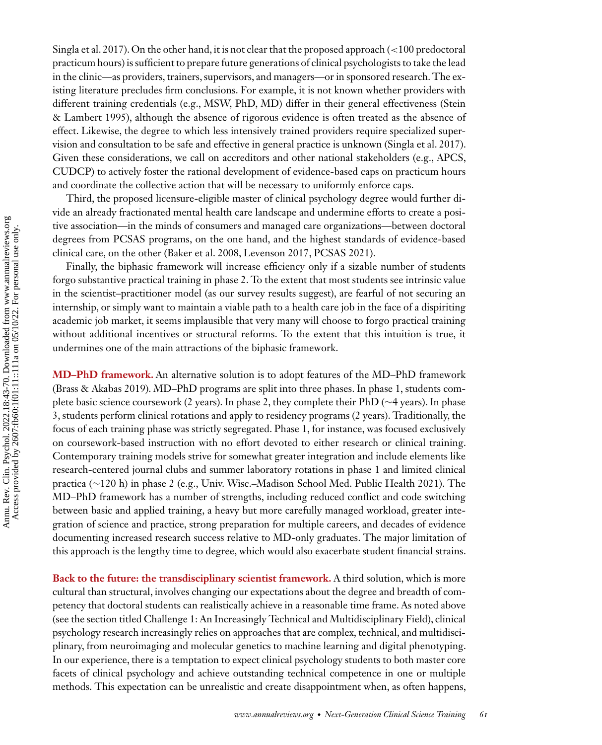Singla et al. 2017). On the other hand, it is not clear that the proposed approach (<100 predoctoral practicum hours) is sufficient to prepare future generations of clinical psychologists to take the lead in the clinic—as providers, trainers, supervisors, and managers—or in sponsored research. The existing literature precludes firm conclusions. For example, it is not known whether providers with different training credentials (e.g., MSW, PhD, MD) differ in their general effectiveness (Stein & Lambert 1995), although the absence of rigorous evidence is often treated as the absence of effect. Likewise, the degree to which less intensively trained providers require specialized supervision and consultation to be safe and effective in general practice is unknown (Singla et al. 2017). Given these considerations, we call on accreditors and other national stakeholders (e.g., APCS, CUDCP) to actively foster the rational development of evidence-based caps on practicum hours and coordinate the collective action that will be necessary to uniformly enforce caps.

Third, the proposed licensure-eligible master of clinical psychology degree would further divide an already fractionated mental health care landscape and undermine efforts to create a positive association—in the minds of consumers and managed care organizations—between doctoral degrees from PCSAS programs, on the one hand, and the highest standards of evidence-based clinical care, on the other (Baker et al. 2008, Levenson 2017, PCSAS 2021).

Finally, the biphasic framework will increase efficiency only if a sizable number of students forgo substantive practical training in phase 2. To the extent that most students see intrinsic value in the scientist–practitioner model (as our survey results suggest), are fearful of not securing an internship, or simply want to maintain a viable path to a health care job in the face of a dispiriting academic job market, it seems implausible that very many will choose to forgo practical training without additional incentives or structural reforms. To the extent that this intuition is true, it undermines one of the main attractions of the biphasic framework.

**MD–PhD framework.** An alternative solution is to adopt features of the MD–PhD framework (Brass & Akabas 2019). MD–PhD programs are split into three phases. In phase 1, students complete basic science coursework (2 years). In phase 2, they complete their PhD (~4 years). In phase 3, students perform clinical rotations and apply to residency programs (2 years). Traditionally, the focus of each training phase was strictly segregated. Phase 1, for instance, was focused exclusively on coursework-based instruction with no effort devoted to either research or clinical training. Contemporary training models strive for somewhat greater integration and include elements like research-centered journal clubs and summer laboratory rotations in phase 1 and limited clinical practica (~120 h) in phase 2 (e.g., Univ. Wisc.–Madison School Med. Public Health 2021). The MD–PhD framework has a number of strengths, including reduced conflict and code switching between basic and applied training, a heavy but more carefully managed workload, greater integration of science and practice, strong preparation for multiple careers, and decades of evidence documenting increased research success relative to MD-only graduates. The major limitation of this approach is the lengthy time to degree, which would also exacerbate student financial strains.

**Back to the future: the transdisciplinary scientist framework.** A third solution, which is more cultural than structural, involves changing our expectations about the degree and breadth of competency that doctoral students can realistically achieve in a reasonable time frame. As noted above (see the section titled Challenge 1: An Increasingly Technical and Multidisciplinary Field), clinical psychology research increasingly relies on approaches that are complex, technical, and multidisciplinary, from neuroimaging and molecular genetics to machine learning and digital phenotyping. In our experience, there is a temptation to expect clinical psychology students to both master core facets of clinical psychology and achieve outstanding technical competence in one or multiple methods. This expectation can be unrealistic and create disappointment when, as often happens,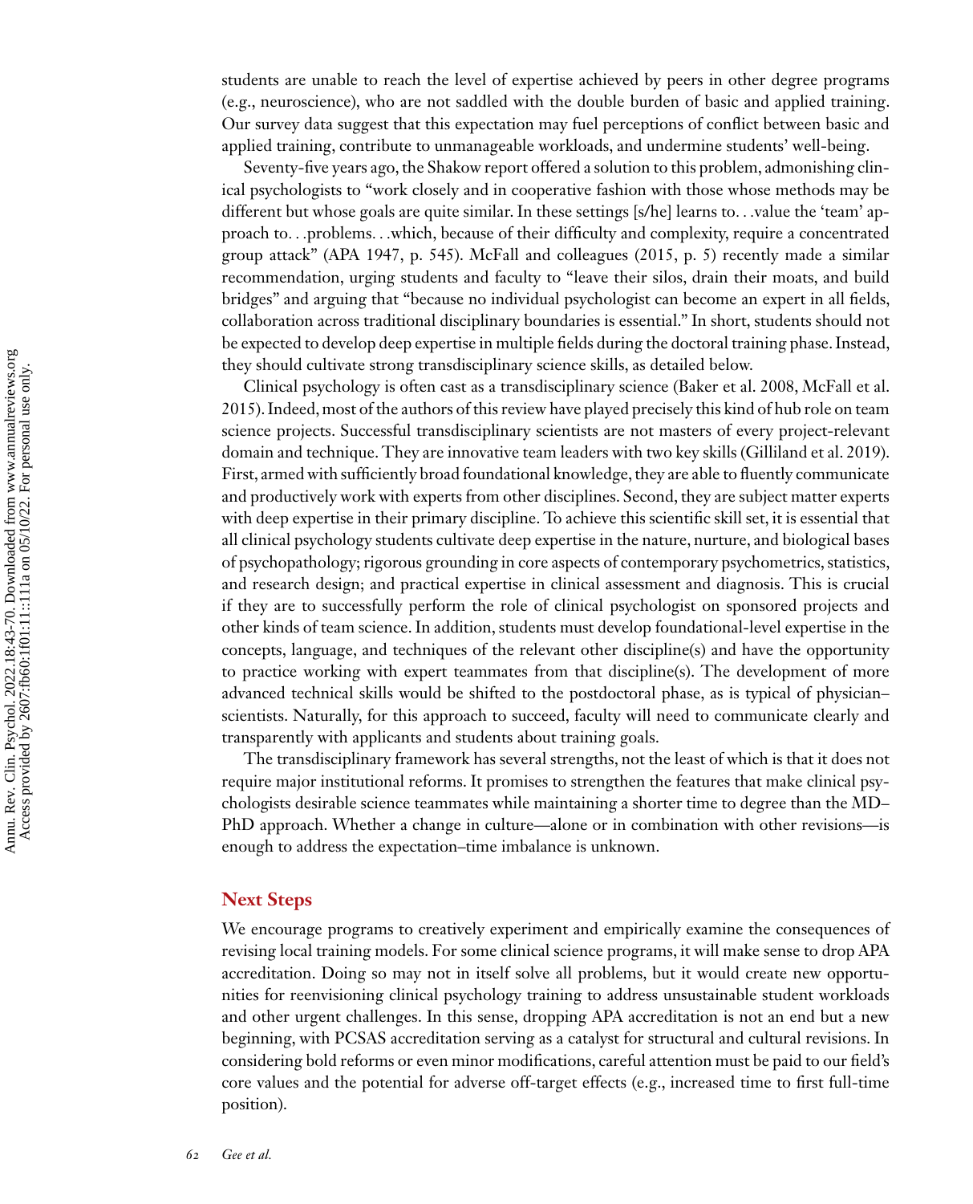students are unable to reach the level of expertise achieved by peers in other degree programs (e.g., neuroscience), who are not saddled with the double burden of basic and applied training. Our survey data suggest that this expectation may fuel perceptions of conflict between basic and applied training, contribute to unmanageable workloads, and undermine students' well-being.

Seventy-five years ago, the Shakow report offered a solution to this problem, admonishing clinical psychologists to "work closely and in cooperative fashion with those whose methods may be different but whose goals are quite similar. In these settings [s/he] learns to…value the 'team' approach to…problems…which, because of their difficulty and complexity, require a concentrated group attack" (APA 1947, p. 545). McFall and colleagues (2015, p. 5) recently made a similar recommendation, urging students and faculty to "leave their silos, drain their moats, and build bridges" and arguing that "because no individual psychologist can become an expert in all fields, collaboration across traditional disciplinary boundaries is essential." In short, students should not be expected to develop deep expertise in multiple fields during the doctoral training phase. Instead, they should cultivate strong transdisciplinary science skills, as detailed below.

Clinical psychology is often cast as a transdisciplinary science (Baker et al. 2008, McFall et al. 2015). Indeed, most of the authors of this review have played precisely this kind of hub role on team science projects. Successful transdisciplinary scientists are not masters of every project-relevant domain and technique. They are innovative team leaders with two key skills (Gilliland et al. 2019). First, armed with sufficiently broad foundational knowledge, they are able to fluently communicate and productively work with experts from other disciplines. Second, they are subject matter experts with deep expertise in their primary discipline. To achieve this scientific skill set, it is essential that all clinical psychology students cultivate deep expertise in the nature, nurture, and biological bases of psychopathology; rigorous grounding in core aspects of contemporary psychometrics, statistics, and research design; and practical expertise in clinical assessment and diagnosis. This is crucial if they are to successfully perform the role of clinical psychologist on sponsored projects and other kinds of team science. In addition, students must develop foundational-level expertise in the concepts, language, and techniques of the relevant other discipline(s) and have the opportunity to practice working with expert teammates from that discipline(s). The development of more advanced technical skills would be shifted to the postdoctoral phase, as is typical of physician–scientists. Naturally, for this approach to succeed, faculty will need to communicate clearly and transparently with applicants and students about training goals.

The transdisciplinary framework has several strengths, not the least of which is that it does not require major institutional reforms. It promises to strengthen the features that make clinical psychologists desirable science teammates while maintaining a shorter time to degree than the MD–PhD approach. Whether a change in culture—alone or in combination with other revisions—is enough to address the expectation–time imbalance is unknown.

## Next Steps

We encourage programs to creatively experiment and empirically examine the consequences of revising local training models. For some clinical science programs, it will make sense to drop APA accreditation. Doing so may not in itself solve all problems, but it would create new opportunities for reenvisioning clinical psychology training to address unsustainable student workloads and other urgent challenges. In this sense, dropping APA accreditation is not an end but a new beginning, with PCSAS accreditation serving as a catalyst for structural and cultural revisions. In considering bold reforms or even minor modifications, careful attention must be paid to our field's core values and the potential for adverse off-target effects (e.g., increased time to first full-time position).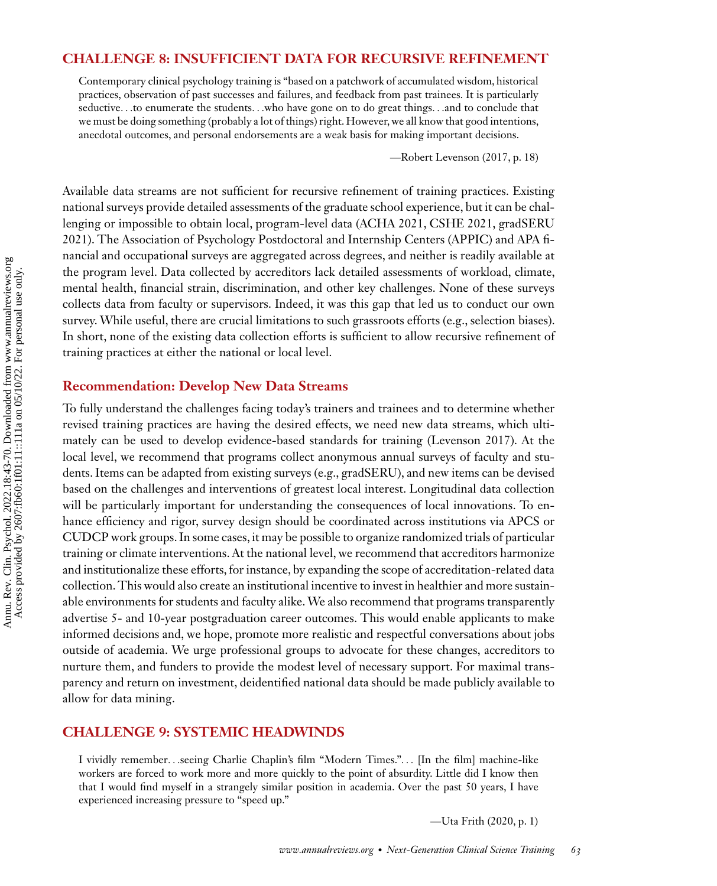## CHALLENGE 8: INSUFFICIENT DATA FOR RECURSIVE REFINEMENT

> Contemporary clinical psychology training is "based on a patchwork of accumulated wisdom, historical practices, observation of past successes and failures, and feedback from past trainees. It is particularly seductive. . .to enumerate the students. . .who have gone on to do great things. . .and to conclude that we must be doing something (probably a lot of things) right. However, we all know that good intentions, anecdotal outcomes, and personal endorsements are a weak basis for making important decisions.
>
> —Robert Levenson (2017, p. 18)

Available data streams are not sufficient for recursive refinement of training practices. Existing national surveys provide detailed assessments of the graduate school experience, but it can be challenging or impossible to obtain local, program-level data (ACHA 2021, CSHE 2021, gradSERU 2021). The Association of Psychology Postdoctoral and Internship Centers (APPIC) and APA financial and occupational surveys are aggregated across degrees, and neither is readily available at the program level. Data collected by accreditors lack detailed assessments of workload, climate, mental health, financial strain, discrimination, and other key challenges. None of these surveys collects data from faculty or supervisors. Indeed, it was this gap that led us to conduct our own survey. While useful, there are crucial limitations to such grassroots efforts (e.g., selection biases). In short, none of the existing data collection efforts is sufficient to allow recursive refinement of training practices at either the national or local level.

### Recommendation: Develop New Data Streams

To fully understand the challenges facing today's trainers and trainees and to determine whether revised training practices are having the desired effects, we need new data streams, which ultimately can be used to develop evidence-based standards for training (Levenson 2017). At the local level, we recommend that programs collect anonymous annual surveys of faculty and students. Items can be adapted from existing surveys (e.g., gradSERU), and new items can be devised based on the challenges and interventions of greatest local interest. Longitudinal data collection will be particularly important for understanding the consequences of local innovations. To enhance efficiency and rigor, survey design should be coordinated across institutions via APCS or CUDCP work groups. In some cases, it may be possible to organize randomized trials of particular training or climate interventions. At the national level, we recommend that accreditors harmonize and institutionalize these efforts, for instance, by expanding the scope of accreditation-related data collection. This would also create an institutional incentive to invest in healthier and more sustainable environments for students and faculty alike. We also recommend that programs transparently advertise 5- and 10-year postgraduation career outcomes. This would enable applicants to make informed decisions and, we hope, promote more realistic and respectful conversations about jobs outside of academia. We urge professional groups to advocate for these changes, accreditors to nurture them, and funders to provide the modest level of necessary support. For maximal transparency and return on investment, deidentified national data should be made publicly available to allow for data mining.

## CHALLENGE 9: SYSTEMIC HEADWINDS

> I vividly remember. . .seeing Charlie Chaplin's film "Modern Times.". . . [In the film] machine-like workers are forced to work more and more quickly to the point of absurdity. Little did I know then that I would find myself in a strangely similar position in academia. Over the past 50 years, I have experienced increasing pressure to "speed up."
>
> —Uta Frith (2020, p. 1)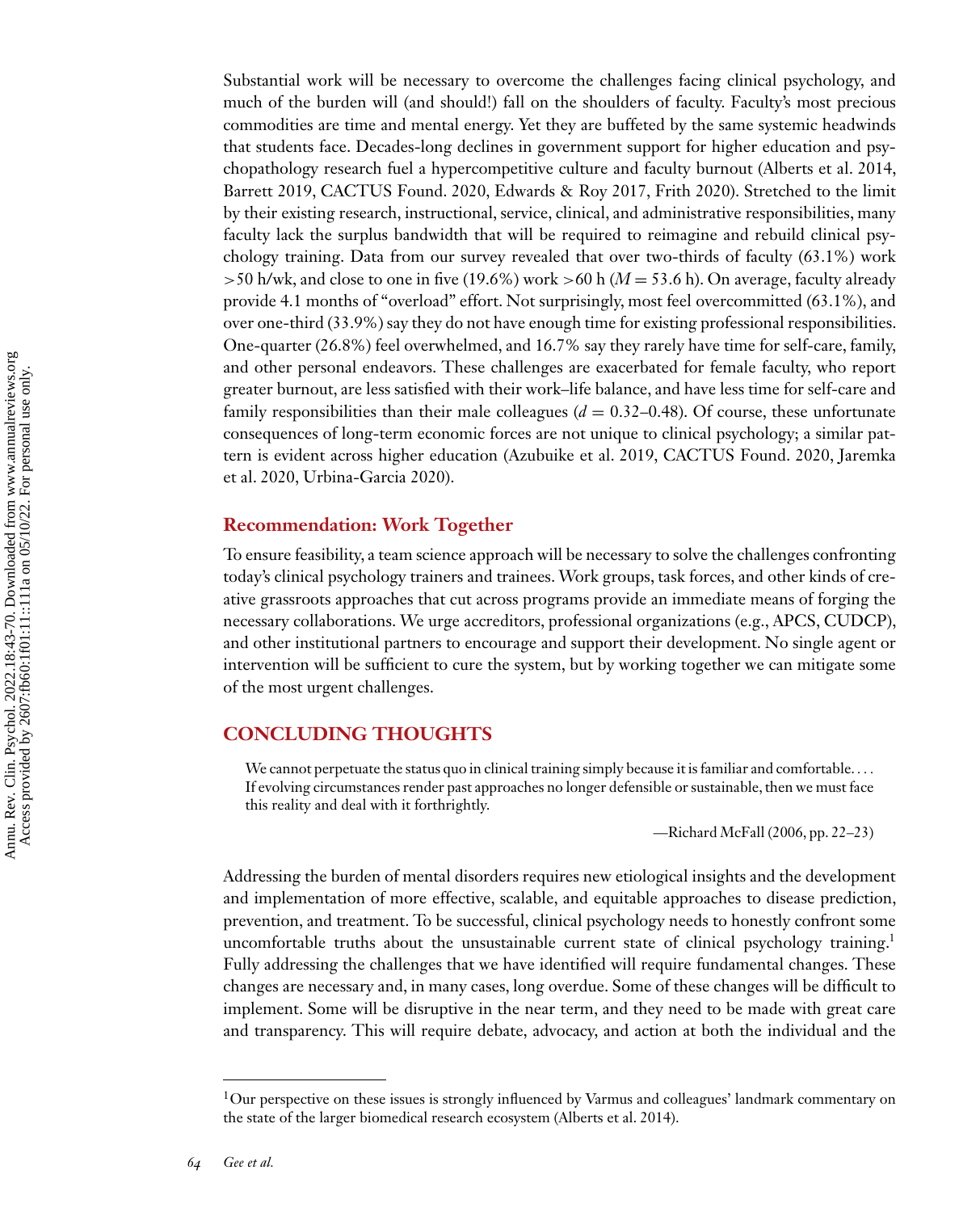Substantial work will be necessary to overcome the challenges facing clinical psychology, and much of the burden will (and should!) fall on the shoulders of faculty. Faculty's most precious commodities are time and mental energy. Yet they are buffeted by the same systemic headwinds that students face. Decades-long declines in government support for higher education and psychopathology research fuel a hypercompetitive culture and faculty burnout (Alberts et al. 2014, Barrett 2019, CACTUS Found. 2020, Edwards & Roy 2017, Frith 2020). Stretched to the limit by their existing research, instructional, service, clinical, and administrative responsibilities, many faculty lack the surplus bandwidth that will be required to reimagine and rebuild clinical psychology training. Data from our survey revealed that over two-thirds of faculty (63.1%) work >50 h/wk, and close to one in five (19.6%) work >60 h ($M = 53.6$ h). On average, faculty already provide 4.1 months of "overload" effort. Not surprisingly, most feel overcommitted (63.1%), and over one-third (33.9%) say they do not have enough time for existing professional responsibilities. One-quarter (26.8%) feel overwhelmed, and 16.7% say they rarely have time for self-care, family, and other personal endeavors. These challenges are exacerbated for female faculty, who report greater burnout, are less satisfied with their work–life balance, and have less time for self-care and family responsibilities than their male colleagues ($d = 0.32$–$0.48$). Of course, these unfortunate consequences of long-term economic forces are not unique to clinical psychology; a similar pattern is evident across higher education (Azubuike et al. 2019, CACTUS Found. 2020, Jaremka et al. 2020, Urbina-Garcia 2020).

### Recommendation: Work Together

To ensure feasibility, a team science approach will be necessary to solve the challenges confronting today's clinical psychology trainers and trainees. Work groups, task forces, and other kinds of creative grassroots approaches that cut across programs provide an immediate means of forging the necessary collaborations. We urge accreditors, professional organizations (e.g., APCS, CUDCP), and other institutional partners to encourage and support their development. No single agent or intervention will be sufficient to cure the system, but by working together we can mitigate some of the most urgent challenges.

## CONCLUDING THOUGHTS

> We cannot perpetuate the status quo in clinical training simply because it is familiar and comfortable. . . . If evolving circumstances render past approaches no longer defensible or sustainable, then we must face this reality and deal with it forthrightly.
>
> —Richard McFall (2006, pp. 22–23)

Addressing the burden of mental disorders requires new etiological insights and the development and implementation of more effective, scalable, and equitable approaches to disease prediction, prevention, and treatment. To be successful, clinical psychology needs to honestly confront some uncomfortable truths about the unsustainable current state of clinical psychology training.[1] Fully addressing the challenges that we have identified will require fundamental changes. These changes are necessary and, in many cases, long overdue. Some of these changes will be difficult to implement. Some will be disruptive in the near term, and they need to be made with great care and transparency. This will require debate, advocacy, and action at both the individual and the

---

[1]Our perspective on these issues is strongly influenced by Varmus and colleagues' landmark commentary on the state of the larger biomedical research ecosystem (Alberts et al. 2014).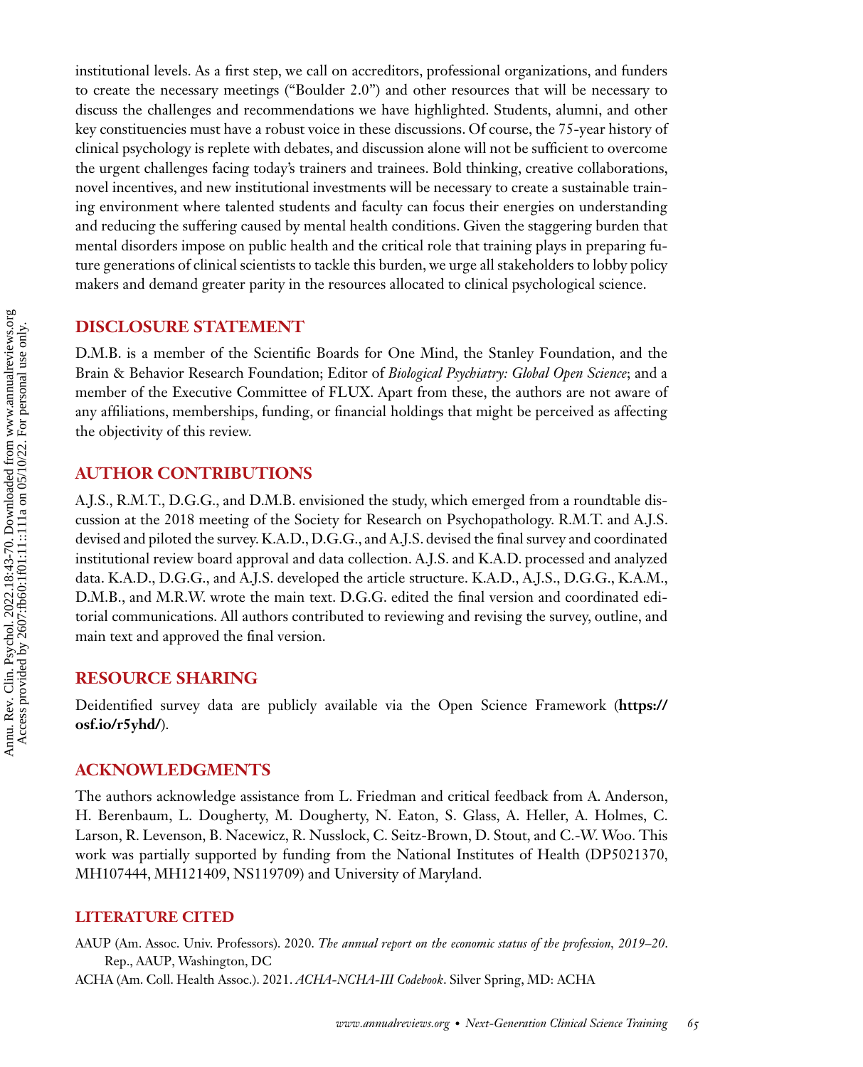institutional levels. As a first step, we call on accreditors, professional organizations, and funders to create the necessary meetings ("Boulder 2.0") and other resources that will be necessary to discuss the challenges and recommendations we have highlighted. Students, alumni, and other key constituencies must have a robust voice in these discussions. Of course, the 75-year history of clinical psychology is replete with debates, and discussion alone will not be sufficient to overcome the urgent challenges facing today's trainers and trainees. Bold thinking, creative collaborations, novel incentives, and new institutional investments will be necessary to create a sustainable training environment where talented students and faculty can focus their energies on understanding and reducing the suffering caused by mental health conditions. Given the staggering burden that mental disorders impose on public health and the critical role that training plays in preparing future generations of clinical scientists to tackle this burden, we urge all stakeholders to lobby policy makers and demand greater parity in the resources allocated to clinical psychological science.

## DISCLOSURE STATEMENT

D.M.B. is a member of the Scientific Boards for One Mind, the Stanley Foundation, and the Brain & Behavior Research Foundation; Editor of *Biological Psychiatry: Global Open Science*; and a member of the Executive Committee of FLUX. Apart from these, the authors are not aware of any affiliations, memberships, funding, or financial holdings that might be perceived as affecting the objectivity of this review.

## AUTHOR CONTRIBUTIONS

A.J.S., R.M.T., D.G.G., and D.M.B. envisioned the study, which emerged from a roundtable discussion at the 2018 meeting of the Society for Research on Psychopathology. R.M.T. and A.J.S. devised and piloted the survey. K.A.D., D.G.G., and A.J.S. devised the final survey and coordinated institutional review board approval and data collection. A.J.S. and K.A.D. processed and analyzed data. K.A.D., D.G.G., and A.J.S. developed the article structure. K.A.D., A.J.S., D.G.G., K.A.M., D.M.B., and M.R.W. wrote the main text. D.G.G. edited the final version and coordinated editorial communications. All authors contributed to reviewing and revising the survey, outline, and main text and approved the final version.

## RESOURCE SHARING

Deidentified survey data are publicly available via the Open Science Framework (**https://osf.io/r5yhd/**).

## ACKNOWLEDGMENTS

The authors acknowledge assistance from L. Friedman and critical feedback from A. Anderson, H. Berenbaum, L. Dougherty, M. Dougherty, N. Eaton, S. Glass, A. Heller, A. Holmes, C. Larson, R. Levenson, B. Nacewicz, R. Nusslock, C. Seitz-Brown, D. Stout, and C.-W. Woo. This work was partially supported by funding from the National Institutes of Health (DP5021370, MH107444, MH121409, NS119709) and University of Maryland.

## LITERATURE CITED

AAUP (Am. Assoc. Univ. Professors). 2020. *The annual report on the economic status of the profession, 2019–20*. Rep., AAUP, Washington, DC

ACHA (Am. Coll. Health Assoc.). 2021. *ACHA-NCHA-III Codebook*. Silver Spring, MD: ACHA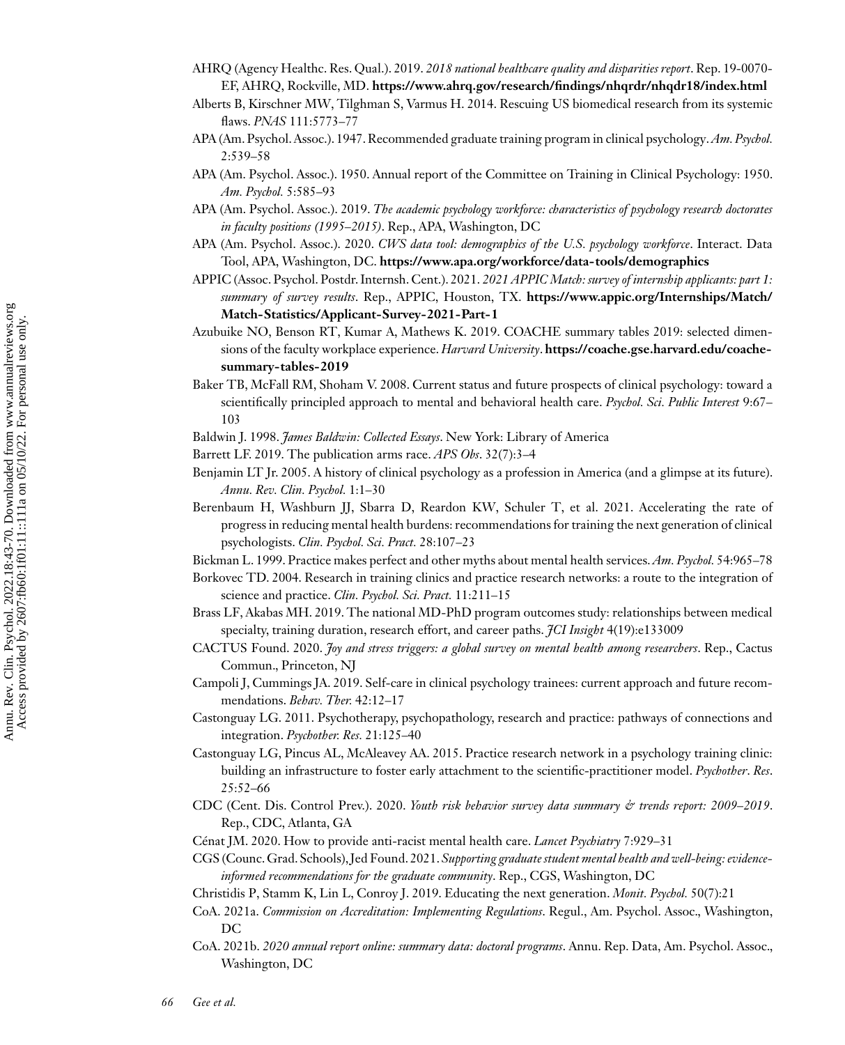AHRQ (Agency Healthc. Res. Qual.). 2019. *2018 national healthcare quality and disparities report*. Rep. 19-0070-EF, AHRQ, Rockville, MD. **https://www.ahrq.gov/research/findings/nhqrdr/nhqdr18/index.html**

Alberts B, Kirschner MW, Tilghman S, Varmus H. 2014. Rescuing US biomedical research from its systemic flaws. *PNAS* 111:5773–77

APA (Am. Psychol. Assoc.). 1947. Recommended graduate training program in clinical psychology. *Am. Psychol.* 2:539–58

APA (Am. Psychol. Assoc.). 1950. Annual report of the Committee on Training in Clinical Psychology: 1950. *Am. Psychol.* 5:585–93

APA (Am. Psychol. Assoc.). 2019. *The academic psychology workforce: characteristics of psychology research doctorates in faculty positions (1995–2015)*. Rep., APA, Washington, DC

APA (Am. Psychol. Assoc.). 2020. *CWS data tool: demographics of the U.S. psychology workforce*. Interact. Data Tool, APA, Washington, DC. **https://www.apa.org/workforce/data-tools/demographics**

APPIC (Assoc. Psychol. Postdr. Internsh. Cent.). 2021. *2021 APPIC Match: survey of internship applicants: part 1: summary of survey results*. Rep., APPIC, Houston, TX. **https://www.appic.org/Internships/Match/Match-Statistics/Applicant-Survey-2021-Part-1**

Azubuike NO, Benson RT, Kumar A, Mathews K. 2019. COACHE summary tables 2019: selected dimensions of the faculty workplace experience. *Harvard University*. **https://coache.gse.harvard.edu/coache-summary-tables-2019**

Baker TB, McFall RM, Shoham V. 2008. Current status and future prospects of clinical psychology: toward a scientifically principled approach to mental and behavioral health care. *Psychol. Sci. Public Interest* 9:67–103

Baldwin J. 1998. *James Baldwin: Collected Essays*. New York: Library of America

Barrett LF. 2019. The publication arms race. *APS Obs*. 32(7):3–4

Benjamin LT Jr. 2005. A history of clinical psychology as a profession in America (and a glimpse at its future). *Annu. Rev. Clin. Psychol.* 1:1–30

Berenbaum H, Washburn JJ, Sbarra D, Reardon KW, Schuler T, et al. 2021. Accelerating the rate of progress in reducing mental health burdens: recommendations for training the next generation of clinical psychologists. *Clin. Psychol. Sci. Pract.* 28:107–23

Bickman L. 1999. Practice makes perfect and other myths about mental health services. *Am. Psychol.* 54:965–78

Borkovec TD. 2004. Research in training clinics and practice research networks: a route to the integration of science and practice. *Clin. Psychol. Sci. Pract.* 11:211–15

Brass LF, Akabas MH. 2019. The national MD-PhD program outcomes study: relationships between medical specialty, training duration, research effort, and career paths. *JCI Insight* 4(19):e133009

CACTUS Found. 2020. *Joy and stress triggers: a global survey on mental health among researchers*. Rep., Cactus Commun., Princeton, NJ

Campoli J, Cummings JA. 2019. Self-care in clinical psychology trainees: current approach and future recommendations. *Behav. Ther.* 42:12–17

Castonguay LG. 2011. Psychotherapy, psychopathology, research and practice: pathways of connections and integration. *Psychother. Res.* 21:125–40

Castonguay LG, Pincus AL, McAleavey AA. 2015. Practice research network in a psychology training clinic: building an infrastructure to foster early attachment to the scientific-practitioner model. *Psychother. Res.* 25:52–66

CDC (Cent. Dis. Control Prev.). 2020. *Youth risk behavior survey data summary & trends report: 2009–2019*. Rep., CDC, Atlanta, GA

Cénat JM. 2020. How to provide anti-racist mental health care. *Lancet Psychiatry* 7:929–31

CGS (Counc. Grad. Schools), Jed Found. 2021. *Supporting graduate student mental health and well-being: evidence-informed recommendations for the graduate community*. Rep., CGS, Washington, DC

Christidis P, Stamm K, Lin L, Conroy J. 2019. Educating the next generation. *Monit. Psychol.* 50(7):21

CoA. 2021a. *Commission on Accreditation: Implementing Regulations*. Regul., Am. Psychol. Assoc., Washington, DC

CoA. 2021b. *2020 annual report online: summary data: doctoral programs*. Annu. Rep. Data, Am. Psychol. Assoc., Washington, DC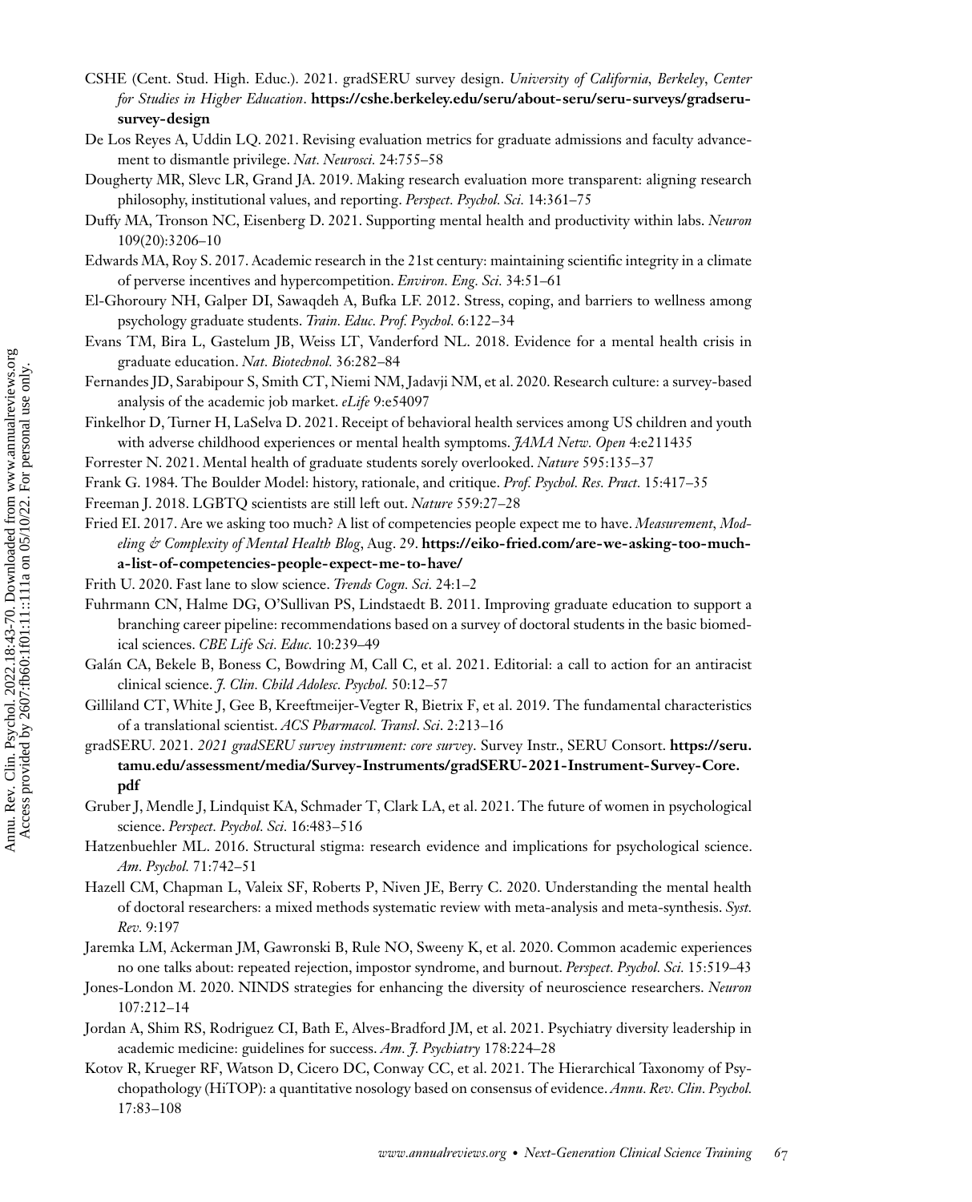CSHE (Cent. Stud. High. Educ.). 2021. gradSERU survey design. *University of California, Berkeley, Center for Studies in Higher Education*. **https://cshe.berkeley.edu/seru/about-seru/seru-surveys/gradseru-survey-design**

De Los Reyes A, Uddin LQ. 2021. Revising evaluation metrics for graduate admissions and faculty advancement to dismantle privilege. *Nat. Neurosci.* 24:755–58

Dougherty MR, Slevc LR, Grand JA. 2019. Making research evaluation more transparent: aligning research philosophy, institutional values, and reporting. *Perspect. Psychol. Sci.* 14:361–75

Duffy MA, Tronson NC, Eisenberg D. 2021. Supporting mental health and productivity within labs. *Neuron* 109(20):3206–10

Edwards MA, Roy S. 2017. Academic research in the 21st century: maintaining scientific integrity in a climate of perverse incentives and hypercompetition. *Environ. Eng. Sci.* 34:51–61

El-Ghoroury NH, Galper DI, Sawaqdeh A, Bufka LF. 2012. Stress, coping, and barriers to wellness among psychology graduate students. *Train. Educ. Prof. Psychol.* 6:122–34

Evans TM, Bira L, Gastelum JB, Weiss LT, Vanderford NL. 2018. Evidence for a mental health crisis in graduate education. *Nat. Biotechnol.* 36:282–84

Fernandes JD, Sarabipour S, Smith CT, Niemi NM, Jadavji NM, et al. 2020. Research culture: a survey-based analysis of the academic job market. *eLife* 9:e54097

Finkelhor D, Turner H, LaSelva D. 2021. Receipt of behavioral health services among US children and youth with adverse childhood experiences or mental health symptoms. *JAMA Netw. Open* 4:e211435

Forrester N. 2021. Mental health of graduate students sorely overlooked. *Nature* 595:135–37

Frank G. 1984. The Boulder Model: history, rationale, and critique. *Prof. Psychol. Res. Pract.* 15:417–35

Freeman J. 2018. LGBTQ scientists are still left out. *Nature* 559:27–28

Fried EI. 2017. Are we asking too much? A list of competencies people expect me to have. *Measurement, Modeling & Complexity of Mental Health Blog*, Aug. 29. **https://eiko-fried.com/are-we-asking-too-much-a-list-of-competencies-people-expect-me-to-have/**

Frith U. 2020. Fast lane to slow science. *Trends Cogn. Sci.* 24:1–2

Fuhrmann CN, Halme DG, O'Sullivan PS, Lindstaedt B. 2011. Improving graduate education to support a branching career pipeline: recommendations based on a survey of doctoral students in the basic biomedical sciences. *CBE Life Sci. Educ.* 10:239–49

Galán CA, Bekele B, Boness C, Bowdring M, Call C, et al. 2021. Editorial: a call to action for an antiracist clinical science. *J. Clin. Child Adolesc. Psychol.* 50:12–57

Gilliland CT, White J, Gee B, Kreeftmeijer-Vegter R, Bietrix F, et al. 2019. The fundamental characteristics of a translational scientist. *ACS Pharmacol. Transl. Sci.* 2:213–16

gradSERU. 2021. *2021 gradSERU survey instrument: core survey*. Survey Instr., SERU Consort. **https://seru.tamu.edu/assessment/media/Survey-Instruments/gradSERU-2021-Instrument-Survey-Core.pdf**

Gruber J, Mendle J, Lindquist KA, Schmader T, Clark LA, et al. 2021. The future of women in psychological science. *Perspect. Psychol. Sci.* 16:483–516

Hatzenbuehler ML. 2016. Structural stigma: research evidence and implications for psychological science. *Am. Psychol.* 71:742–51

Hazell CM, Chapman L, Valeix SF, Roberts P, Niven JE, Berry C. 2020. Understanding the mental health of doctoral researchers: a mixed methods systematic review with meta-analysis and meta-synthesis. *Syst. Rev.* 9:197

Jaremka LM, Ackerman JM, Gawronski B, Rule NO, Sweeny K, et al. 2020. Common academic experiences no one talks about: repeated rejection, impostor syndrome, and burnout. *Perspect. Psychol. Sci.* 15:519–43

Jones-London M. 2020. NINDS strategies for enhancing the diversity of neuroscience researchers. *Neuron* 107:212–14

Jordan A, Shim RS, Rodriguez CI, Bath E, Alves-Bradford JM, et al. 2021. Psychiatry diversity leadership in academic medicine: guidelines for success. *Am. J. Psychiatry* 178:224–28

Kotov R, Krueger RF, Watson D, Cicero DC, Conway CC, et al. 2021. The Hierarchical Taxonomy of Psychopathology (HiTOP): a quantitative nosology based on consensus of evidence. *Annu. Rev. Clin. Psychol.* 17:83–108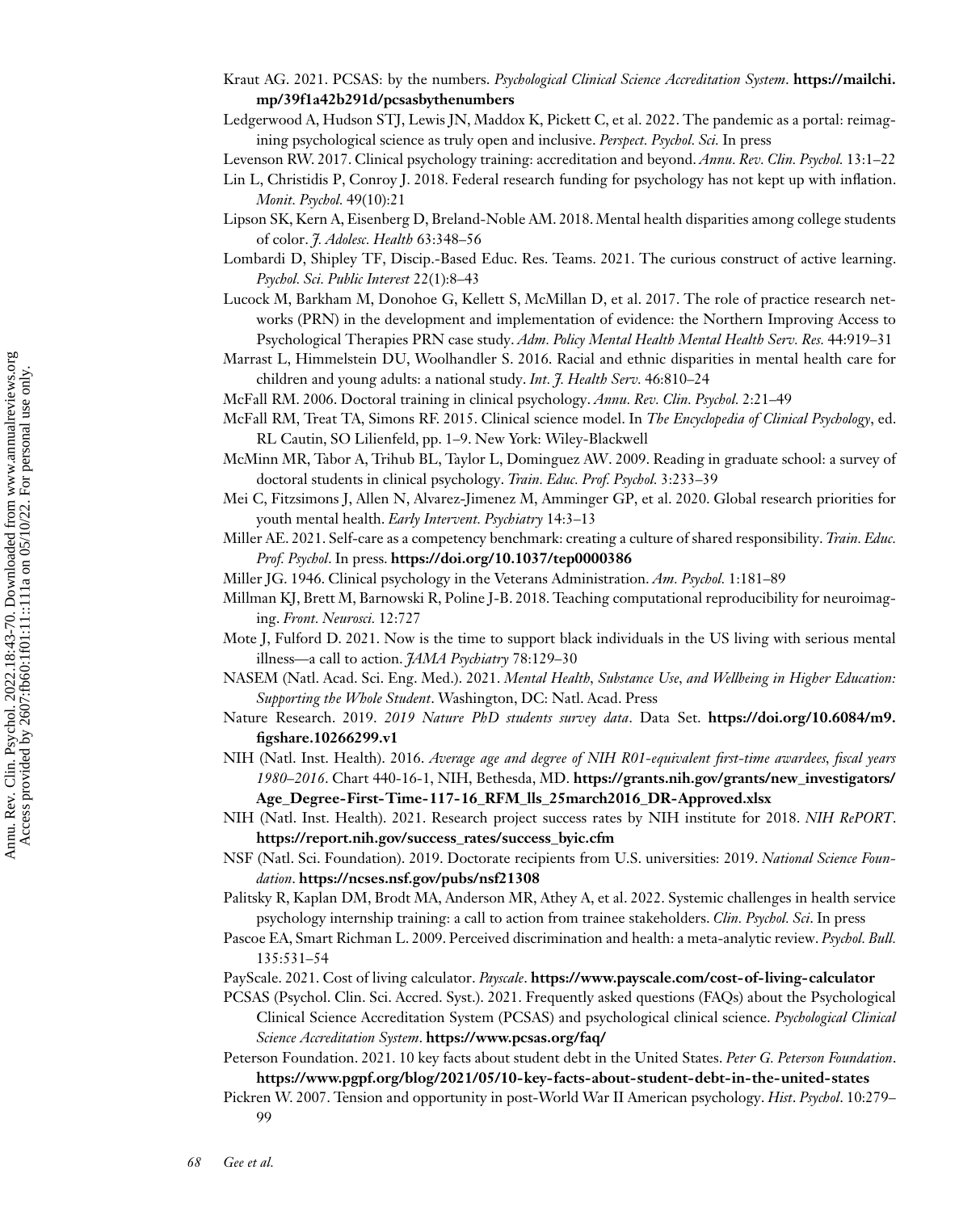Kraut AG. 2021. PCSAS: by the numbers. *Psychological Clinical Science Accreditation System*. **https://mailchi.mp/39f1a42b291d/pcsasbythenumbers**

Ledgerwood A, Hudson STJ, Lewis JN, Maddox K, Pickett C, et al. 2022. The pandemic as a portal: reimagining psychological science as truly open and inclusive. *Perspect. Psychol. Sci.* In press

Levenson RW. 2017. Clinical psychology training: accreditation and beyond. *Annu. Rev. Clin. Psychol.* 13:1–22

Lin L, Christidis P, Conroy J. 2018. Federal research funding for psychology has not kept up with inflation. *Monit. Psychol.* 49(10):21

Lipson SK, Kern A, Eisenberg D, Breland-Noble AM. 2018. Mental health disparities among college students of color. *J. Adolesc. Health* 63:348–56

Lombardi D, Shipley TF, Discip.-Based Educ. Res. Teams. 2021. The curious construct of active learning. *Psychol. Sci. Public Interest* 22(1):8–43

Lucock M, Barkham M, Donohoe G, Kellett S, McMillan D, et al. 2017. The role of practice research networks (PRN) in the development and implementation of evidence: the Northern Improving Access to Psychological Therapies PRN case study. *Adm. Policy Mental Health Mental Health Serv. Res.* 44:919–31

Marrast L, Himmelstein DU, Woolhandler S. 2016. Racial and ethnic disparities in mental health care for children and young adults: a national study. *Int. J. Health Serv.* 46:810–24

McFall RM. 2006. Doctoral training in clinical psychology. *Annu. Rev. Clin. Psychol.* 2:21–49

McFall RM, Treat TA, Simons RF. 2015. Clinical science model. In *The Encyclopedia of Clinical Psychology*, ed. RL Cautin, SO Lilienfeld, pp. 1–9. New York: Wiley-Blackwell

McMinn MR, Tabor A, Trihub BL, Taylor L, Dominguez AW. 2009. Reading in graduate school: a survey of doctoral students in clinical psychology. *Train. Educ. Prof. Psychol.* 3:233–39

Mei C, Fitzsimons J, Allen N, Alvarez-Jimenez M, Amminger GP, et al. 2020. Global research priorities for youth mental health. *Early Intervent. Psychiatry* 14:3–13

Miller AE. 2021. Self-care as a competency benchmark: creating a culture of shared responsibility. *Train. Educ. Prof. Psychol*. In press. **https://doi.org/10.1037/tep0000386**

Miller JG. 1946. Clinical psychology in the Veterans Administration. *Am. Psychol.* 1:181–89

Millman KJ, Brett M, Barnowski R, Poline J-B. 2018. Teaching computational reproducibility for neuroimaging. *Front. Neurosci.* 12:727

Mote J, Fulford D. 2021. Now is the time to support black individuals in the US living with serious mental illness—a call to action. *JAMA Psychiatry* 78:129–30

NASEM (Natl. Acad. Sci. Eng. Med.). 2021. *Mental Health, Substance Use, and Wellbeing in Higher Education: Supporting the Whole Student*. Washington, DC: Natl. Acad. Press

Nature Research. 2019. *2019 Nature PhD students survey data*. Data Set. **https://doi.org/10.6084/m9.figshare.10266299.v1**

NIH (Natl. Inst. Health). 2016. *Average age and degree of NIH R01-equivalent first-time awardees, fiscal years 1980–2016*. Chart 440-16-1, NIH, Bethesda, MD. **https://grants.nih.gov/grants/new_investigators/Age_Degree-First-Time-117-16_RFM_lls_25march2016_DR-Approved.xlsx**

NIH (Natl. Inst. Health). 2021. Research project success rates by NIH institute for 2018. *NIH RePORT*. **https://report.nih.gov/success_rates/success_byic.cfm**

NSF (Natl. Sci. Foundation). 2019. Doctorate recipients from U.S. universities: 2019. *National Science Foundation*. **https://ncses.nsf.gov/pubs/nsf21308**

Palitsky R, Kaplan DM, Brodt MA, Anderson MR, Athey A, et al. 2022. Systemic challenges in health service psychology internship training: a call to action from trainee stakeholders. *Clin. Psychol. Sci*. In press

Pascoe EA, Smart Richman L. 2009. Perceived discrimination and health: a meta-analytic review. *Psychol. Bull.* 135:531–54

PayScale. 2021. Cost of living calculator. *Payscale*. **https://www.payscale.com/cost-of-living-calculator**

PCSAS (Psychol. Clin. Sci. Accred. Syst.). 2021. Frequently asked questions (FAQs) about the Psychological Clinical Science Accreditation System (PCSAS) and psychological clinical science. *Psychological Clinical Science Accreditation System*. **https://www.pcsas.org/faq/**

Peterson Foundation. 2021. 10 key facts about student debt in the United States. *Peter G. Peterson Foundation*. **https://www.pgpf.org/blog/2021/05/10-key-facts-about-student-debt-in-the-united-states**

Pickren W. 2007. Tension and opportunity in post-World War II American psychology. *Hist. Psychol*. 10:279–99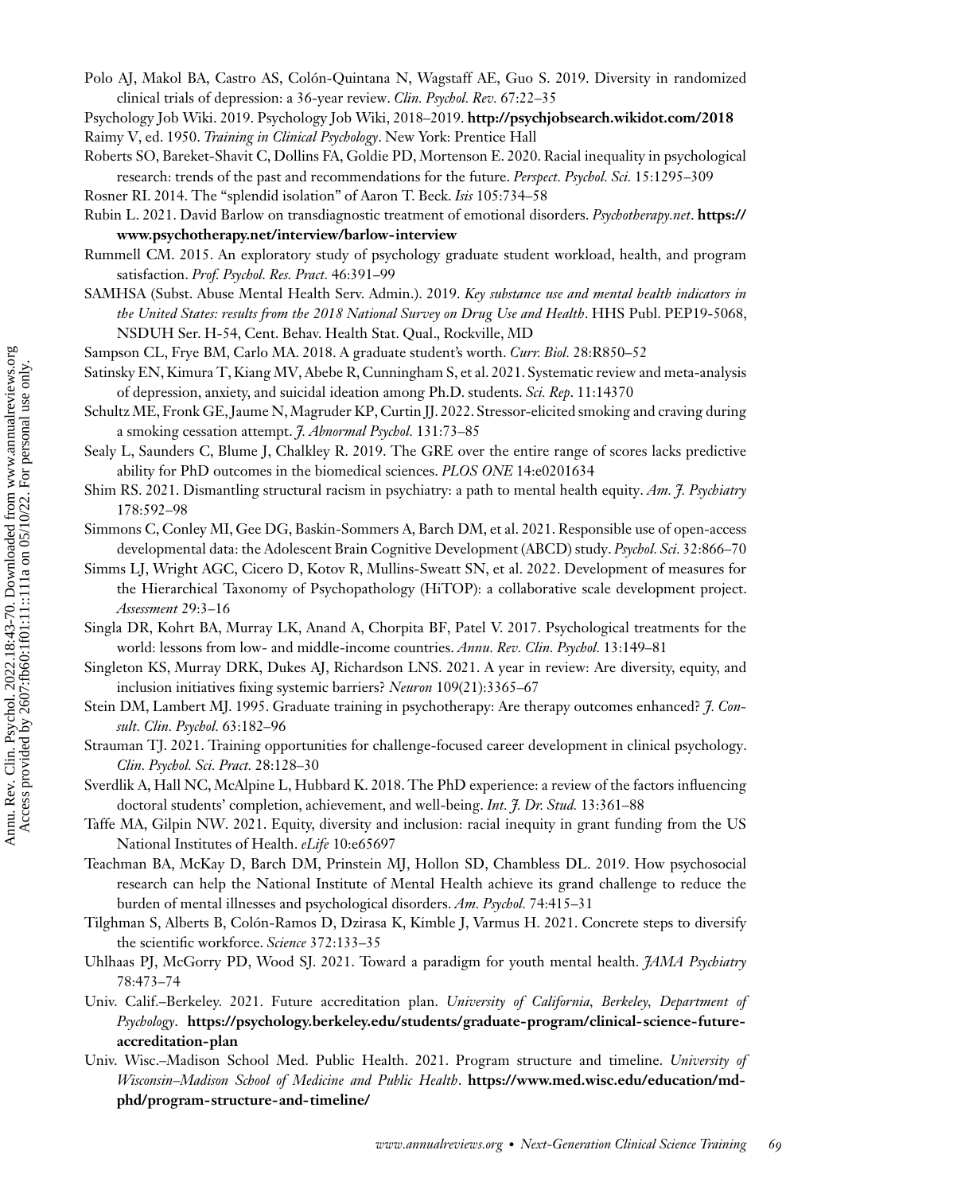Polo AJ, Makol BA, Castro AS, Colón-Quintana N, Wagstaff AE, Guo S. 2019. Diversity in randomized clinical trials of depression: a 36-year review. *Clin. Psychol. Rev.* 67:22–35

Psychology Job Wiki. 2019. Psychology Job Wiki, 2018–2019. **http://psychjobsearch.wikidot.com/2018**

Raimy V, ed. 1950. *Training in Clinical Psychology*. New York: Prentice Hall

Roberts SO, Bareket-Shavit C, Dollins FA, Goldie PD, Mortenson E. 2020. Racial inequality in psychological research: trends of the past and recommendations for the future. *Perspect. Psychol. Sci.* 15:1295–309

Rosner RI. 2014. The "splendid isolation" of Aaron T. Beck. *Isis* 105:734–58

Rubin L. 2021. David Barlow on transdiagnostic treatment of emotional disorders. *Psychotherapy.net*. **https://www.psychotherapy.net/interview/barlow-interview**

Rummell CM. 2015. An exploratory study of psychology graduate student workload, health, and program satisfaction. *Prof. Psychol. Res. Pract.* 46:391–99

SAMHSA (Subst. Abuse Mental Health Serv. Admin.). 2019. *Key substance use and mental health indicators in the United States: results from the 2018 National Survey on Drug Use and Health*. HHS Publ. PEP19-5068, NSDUH Ser. H-54, Cent. Behav. Health Stat. Qual., Rockville, MD

Sampson CL, Frye BM, Carlo MA. 2018. A graduate student's worth. *Curr. Biol.* 28:R850–52

Satinsky EN, Kimura T, Kiang MV, Abebe R, Cunningham S, et al. 2021. Systematic review and meta-analysis of depression, anxiety, and suicidal ideation among Ph.D. students. *Sci. Rep.* 11:14370

Schultz ME, Fronk GE, Jaume N, Magruder KP, Curtin JJ. 2022. Stressor-elicited smoking and craving during a smoking cessation attempt. *J. Abnormal Psychol.* 131:73–85

Sealy L, Saunders C, Blume J, Chalkley R. 2019. The GRE over the entire range of scores lacks predictive ability for PhD outcomes in the biomedical sciences. *PLOS ONE* 14:e0201634

Shim RS. 2021. Dismantling structural racism in psychiatry: a path to mental health equity. *Am. J. Psychiatry* 178:592–98

Simmons C, Conley MI, Gee DG, Baskin-Sommers A, Barch DM, et al. 2021. Responsible use of open-access developmental data: the Adolescent Brain Cognitive Development (ABCD) study. *Psychol. Sci.* 32:866–70

Simms LJ, Wright AGC, Cicero D, Kotov R, Mullins-Sweatt SN, et al. 2022. Development of measures for the Hierarchical Taxonomy of Psychopathology (HiTOP): a collaborative scale development project. *Assessment* 29:3–16

Singla DR, Kohrt BA, Murray LK, Anand A, Chorpita BF, Patel V. 2017. Psychological treatments for the world: lessons from low- and middle-income countries. *Annu. Rev. Clin. Psychol.* 13:149–81

Singleton KS, Murray DRK, Dukes AJ, Richardson LNS. 2021. A year in review: Are diversity, equity, and inclusion initiatives fixing systemic barriers? *Neuron* 109(21):3365–67

Stein DM, Lambert MJ. 1995. Graduate training in psychotherapy: Are therapy outcomes enhanced? *J. Consult. Clin. Psychol.* 63:182–96

Strauman TJ. 2021. Training opportunities for challenge-focused career development in clinical psychology. *Clin. Psychol. Sci. Pract.* 28:128–30

Sverdlik A, Hall NC, McAlpine L, Hubbard K. 2018. The PhD experience: a review of the factors influencing doctoral students' completion, achievement, and well-being. *Int. J. Dr. Stud.* 13:361–88

Taffe MA, Gilpin NW. 2021. Equity, diversity and inclusion: racial inequity in grant funding from the US National Institutes of Health. *eLife* 10:e65697

Teachman BA, McKay D, Barch DM, Prinstein MJ, Hollon SD, Chambless DL. 2019. How psychosocial research can help the National Institute of Mental Health achieve its grand challenge to reduce the burden of mental illnesses and psychological disorders. *Am. Psychol.* 74:415–31

Tilghman S, Alberts B, Colón-Ramos D, Dzirasa K, Kimble J, Varmus H. 2021. Concrete steps to diversify the scientific workforce. *Science* 372:133–35

Uhlhaas PJ, McGorry PD, Wood SJ. 2021. Toward a paradigm for youth mental health. *JAMA Psychiatry* 78:473–74

Univ. Calif.–Berkeley. 2021. Future accreditation plan. *University of California, Berkeley, Department of Psychology*. **https://psychology.berkeley.edu/students/graduate-program/clinical-science-future-accreditation-plan**

Univ. Wisc.–Madison School Med. Public Health. 2021. Program structure and timeline. *University of Wisconsin–Madison School of Medicine and Public Health*. **https://www.med.wisc.edu/education/md-phd/program-structure-and-timeline/**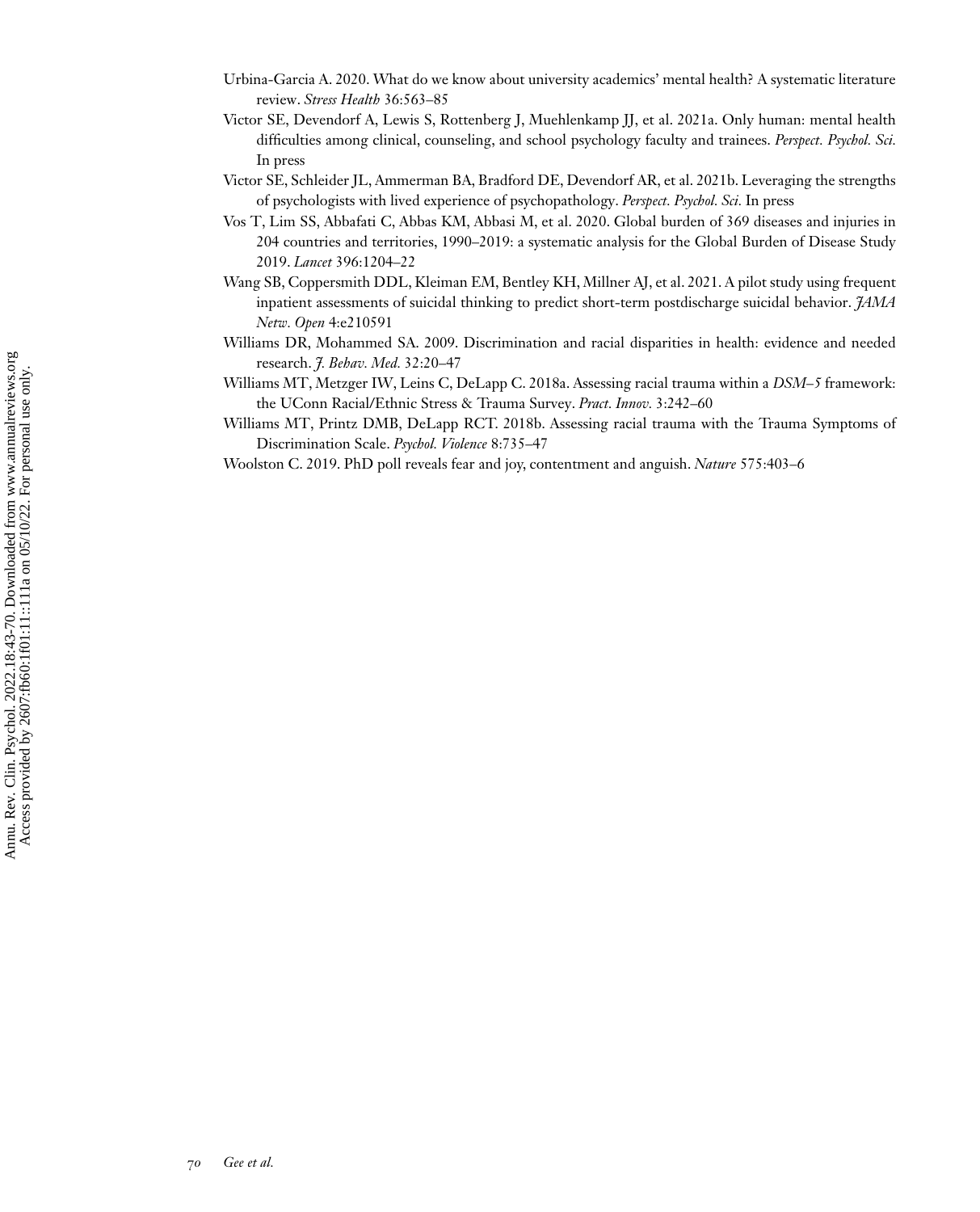Urbina-Garcia A. 2020. What do we know about university academics' mental health? A systematic literature review. *Stress Health* 36:563–85

Victor SE, Devendorf A, Lewis S, Rottenberg J, Muehlenkamp JJ, et al. 2021a. Only human: mental health difficulties among clinical, counseling, and school psychology faculty and trainees. *Perspect. Psychol. Sci.* In press

Victor SE, Schleider JL, Ammerman BA, Bradford DE, Devendorf AR, et al. 2021b. Leveraging the strengths of psychologists with lived experience of psychopathology. *Perspect. Psychol. Sci.* In press

Vos T, Lim SS, Abbafati C, Abbas KM, Abbasi M, et al. 2020. Global burden of 369 diseases and injuries in 204 countries and territories, 1990–2019: a systematic analysis for the Global Burden of Disease Study 2019. *Lancet* 396:1204–22

Wang SB, Coppersmith DDL, Kleiman EM, Bentley KH, Millner AJ, et al. 2021. A pilot study using frequent inpatient assessments of suicidal thinking to predict short-term postdischarge suicidal behavior. *JAMA Netw. Open* 4:e210591

Williams DR, Mohammed SA. 2009. Discrimination and racial disparities in health: evidence and needed research. *J. Behav. Med.* 32:20–47

Williams MT, Metzger IW, Leins C, DeLapp C. 2018a. Assessing racial trauma within a *DSM–5* framework: the UConn Racial/Ethnic Stress & Trauma Survey. *Pract. Innov.* 3:242–60

Williams MT, Printz DMB, DeLapp RCT. 2018b. Assessing racial trauma with the Trauma Symptoms of Discrimination Scale. *Psychol. Violence* 8:735–47

Woolston C. 2019. PhD poll reveals fear and joy, contentment and anguish. *Nature* 575:403–6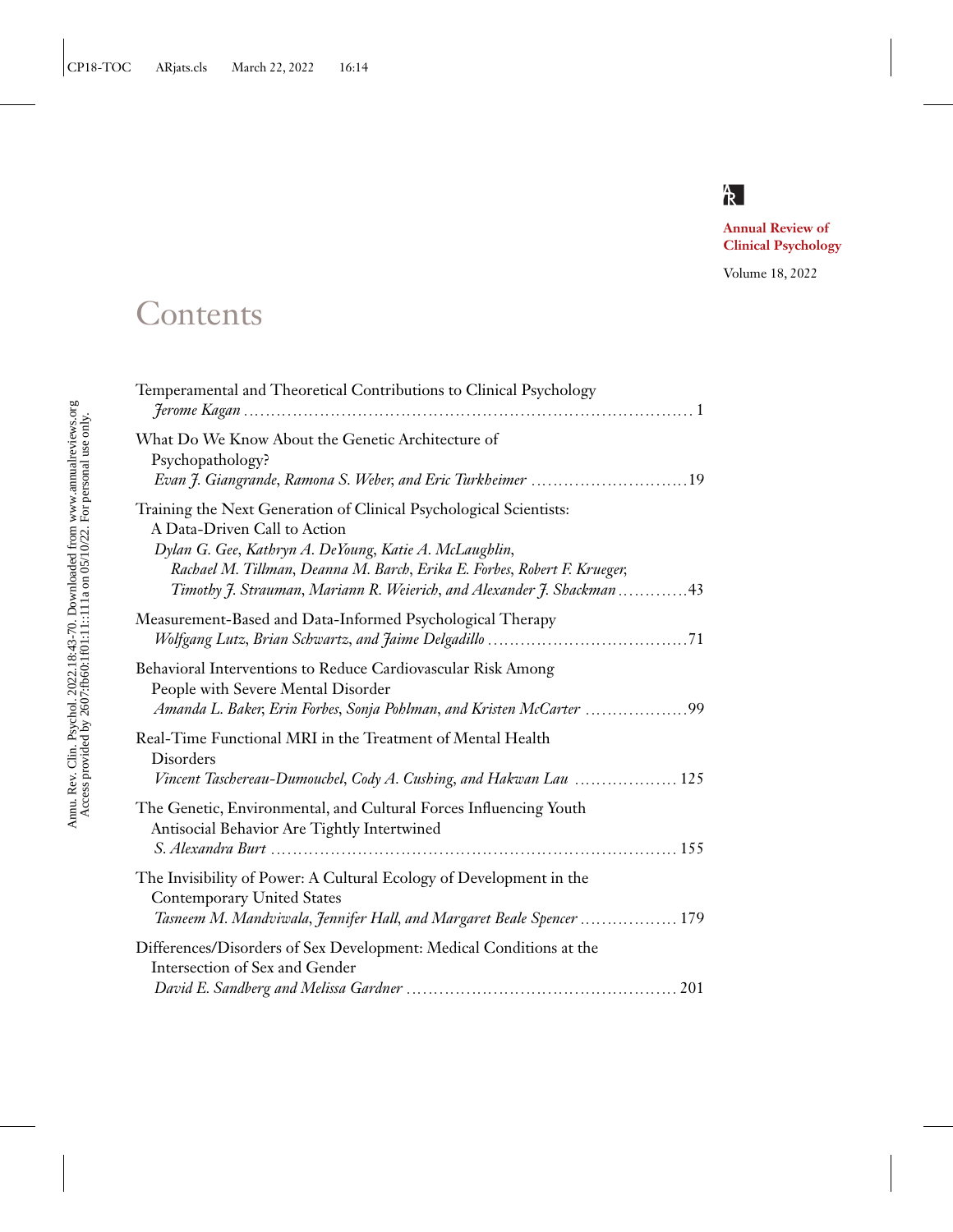Annual Review of Clinical Psychology

Volume 18, 2022

# Contents

Temperamental and Theoretical Contributions to Clinical Psychology
*Jerome Kagan* .......... 1

What Do We Know About the Genetic Architecture of Psychopathology?
*Evan J. Giangrande, Ramona S. Weber, and Eric Turkheimer* .......... 19

Training the Next Generation of Clinical Psychological Scientists: A Data-Driven Call to Action
*Dylan G. Gee, Kathryn A. DeYoung, Katie A. McLaughlin, Rachael M. Tillman, Deanna M. Barch, Erika E. Forbes, Robert F. Krueger, Timothy J. Strauman, Mariann R. Weierich, and Alexander J. Shackman* .......... 43

Measurement-Based and Data-Informed Psychological Therapy
*Wolfgang Lutz, Brian Schwartz, and Jaime Delgadillo* .......... 71

Behavioral Interventions to Reduce Cardiovascular Risk Among People with Severe Mental Disorder
*Amanda L. Baker, Erin Forbes, Sonja Pohlman, and Kristen McCarter* .......... 99

Real-Time Functional MRI in the Treatment of Mental Health Disorders
*Vincent Taschereau-Dumouchel, Cody A. Cushing, and Hakwan Lau* .......... 125

The Genetic, Environmental, and Cultural Forces Influencing Youth Antisocial Behavior Are Tightly Intertwined
*S. Alexandra Burt* .......... 155

The Invisibility of Power: A Cultural Ecology of Development in the Contemporary United States
*Tasneem M. Mandviwala, Jennifer Hall, and Margaret Beale Spencer* .......... 179

Differences/Disorders of Sex Development: Medical Conditions at the Intersection of Sex and Gender
*David E. Sandberg and Melissa Gardner* .......... 201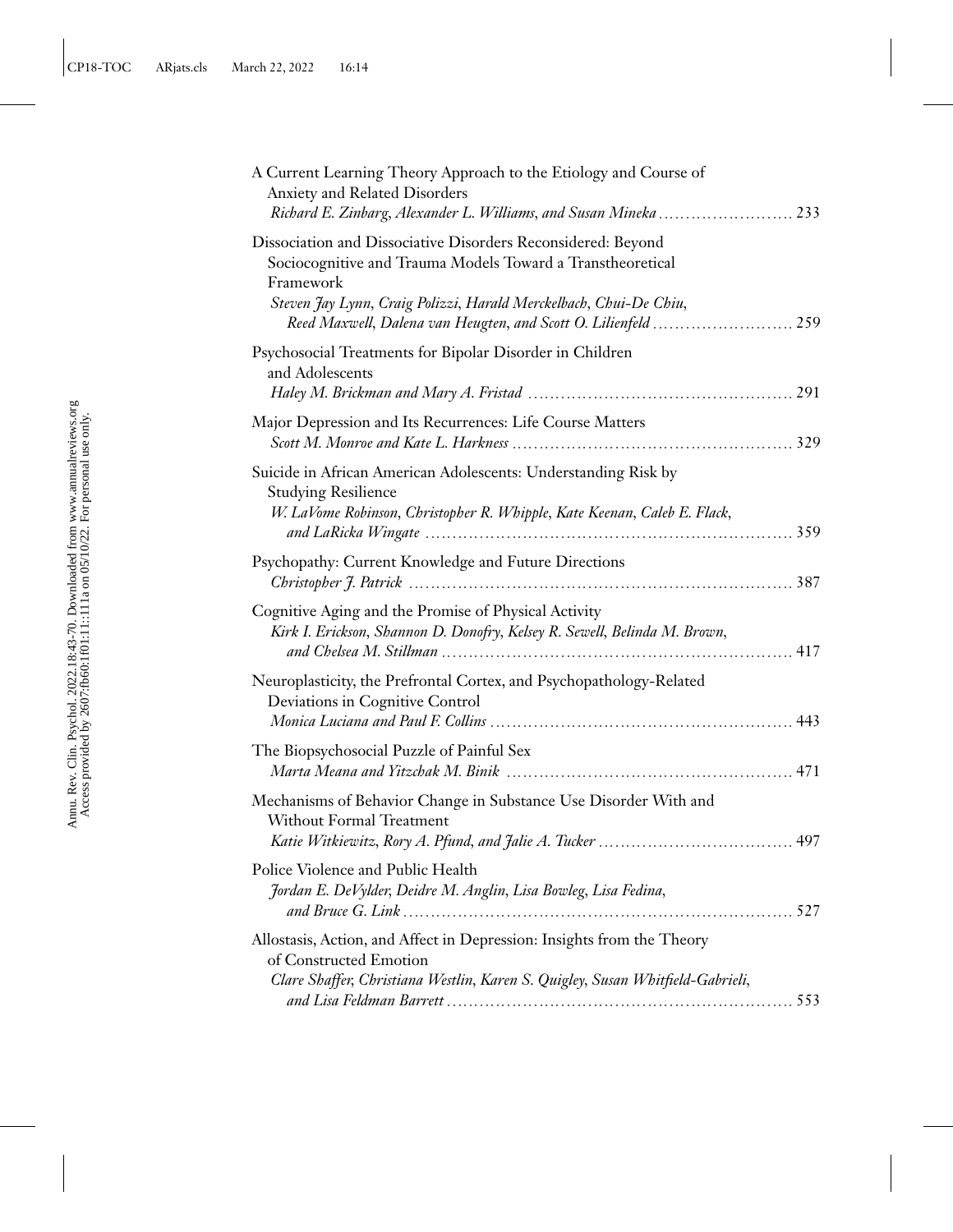A Current Learning Theory Approach to the Etiology and Course of Anxiety and Related Disorders
*Richard E. Zinbarg, Alexander L. Williams, and Susan Mineka* ........................ 233

Dissociation and Dissociative Disorders Reconsidered: Beyond Sociocognitive and Trauma Models Toward a Transtheoretical Framework
*Steven Jay Lynn, Craig Polizzi, Harald Merckelbach, Chui-De Chiu, Reed Maxwell, Dalena van Heugten, and Scott O. Lilienfeld* ........................ 259

Psychosocial Treatments for Bipolar Disorder in Children and Adolescents
*Haley M. Brickman and Mary A. Fristad* ........................ 291

Major Depression and Its Recurrences: Life Course Matters
*Scott M. Monroe and Kate L. Harkness* ........................ 329

Suicide in African American Adolescents: Understanding Risk by Studying Resilience
*W. LaVome Robinson, Christopher R. Whipple, Kate Keenan, Caleb E. Flack, and LaRicka Wingate* ........................ 359

Psychopathy: Current Knowledge and Future Directions
*Christopher J. Patrick* ........................ 387

Cognitive Aging and the Promise of Physical Activity
*Kirk I. Erickson, Shannon D. Donofry, Kelsey R. Sewell, Belinda M. Brown, and Chelsea M. Stillman* ........................ 417

Neuroplasticity, the Prefrontal Cortex, and Psychopathology-Related Deviations in Cognitive Control
*Monica Luciana and Paul F. Collins* ........................ 443

The Biopsychosocial Puzzle of Painful Sex
*Marta Meana and Yitzchak M. Binik* ........................ 471

Mechanisms of Behavior Change in Substance Use Disorder With and Without Formal Treatment
*Katie Witkiewitz, Rory A. Pfund, and Jalie A. Tucker* ........................ 497

Police Violence and Public Health
*Jordan E. DeVylder, Deidre M. Anglin, Lisa Bowleg, Lisa Fedina, and Bruce G. Link* ........................ 527

Allostasis, Action, and Affect in Depression: Insights from the Theory of Constructed Emotion
*Clare Shaffer, Christiana Westlin, Karen S. Quigley, Susan Whitfield-Gabrieli, and Lisa Feldman Barrett* ........................ 553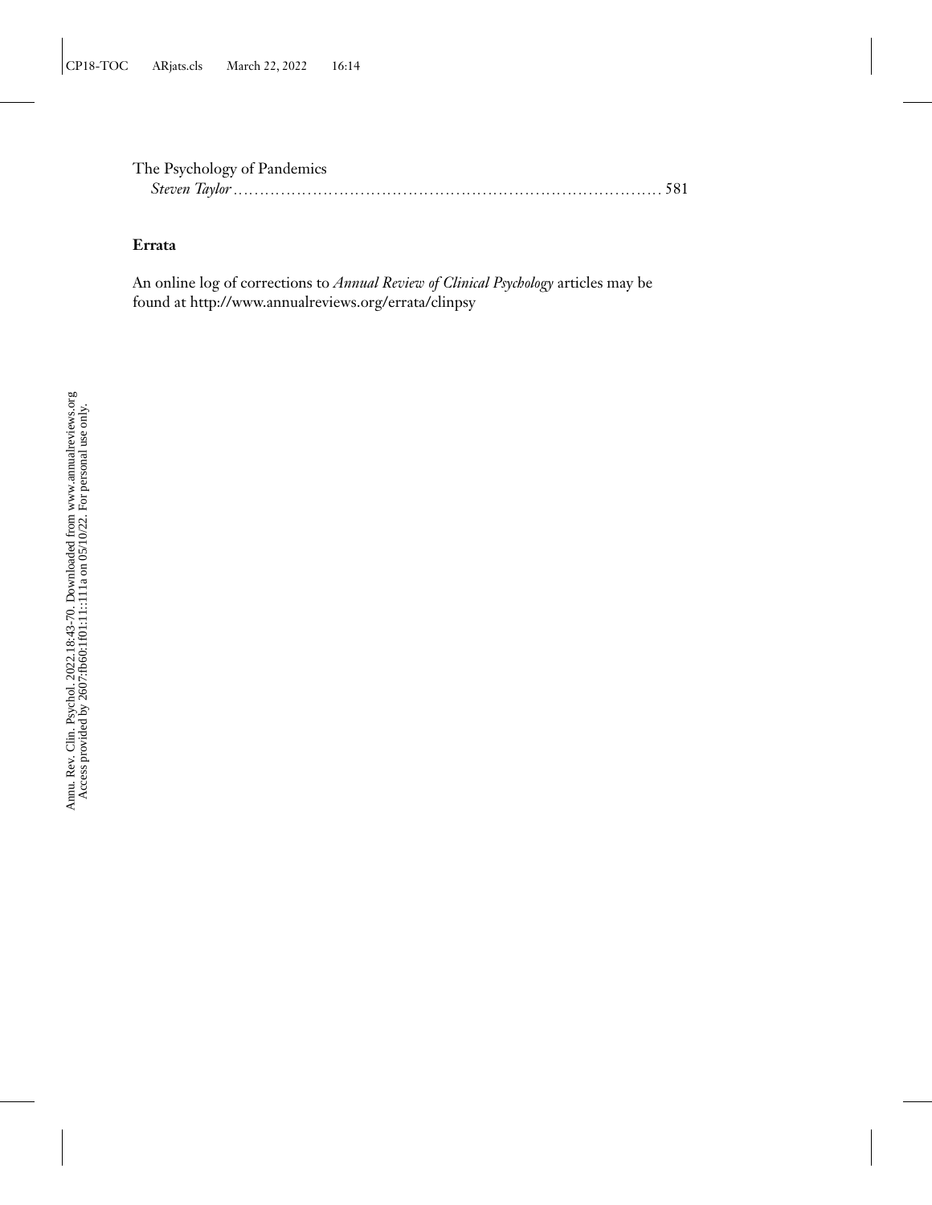The Psychology of Pandemics
*Steven Taylor* . . . . . . . . . . . . . . . . . . . . . . . . . . . . . . . . . . . . . . . . . . . . . . . . . . . . . . . . . . . . . . . . . . . . . . . . . . 581

**Errata**

An online log of corrections to *Annual Review of Clinical Psychology* articles may be found at http://www.annualreviews.org/errata/clinpsy